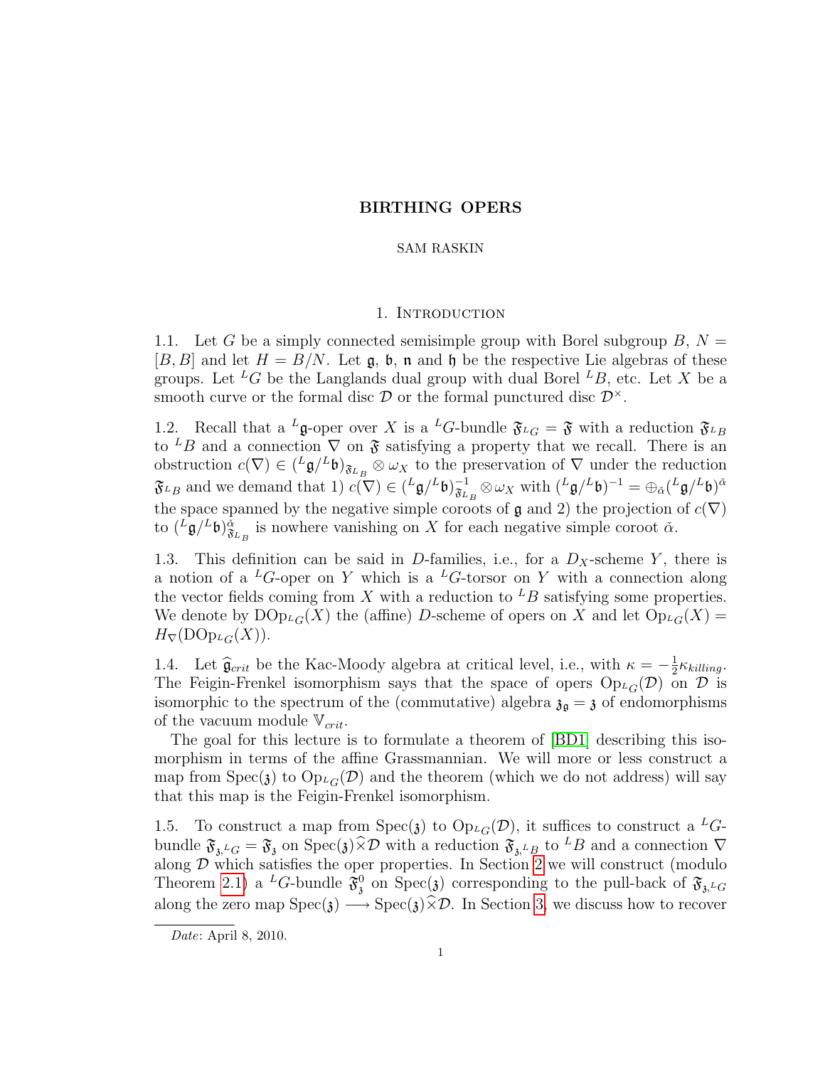# BIRTHING OPERS

SAM RASKIN

## 1. Introduction

1.1. Let $G$ be a simply connected semisimple group with Borel subgroup $B$, $N = [B, B]$ and let $H = B/N$. Let $\mathfrak{g}$, $\mathfrak{b}$, $\mathfrak{n}$ and $\mathfrak{h}$ be the respective Lie algebras of these groups. Let ${}^L G$ be the Langlands dual group with dual Borel ${}^L B$, etc. Let $X$ be a smooth curve or the formal disc $\mathcal{D}$ or the formal punctured disc $\mathcal{D}^{\times}$.

1.2. Recall that a ${}^L\mathfrak{g}$-oper over $X$ is a ${}^L G$-bundle $\mathfrak{F}_{{}^L G} = \mathfrak{F}$ with a reduction $\mathfrak{F}_{{}^L B}$ to ${}^L B$ and a connection $\nabla$ on $\mathfrak{F}$ satisfying a property that we recall. There is an obstruction $c(\nabla) \in ({}^L\mathfrak{g}/{}^L\mathfrak{b})_{\mathfrak{F}_{{}^L B}} \otimes \omega_X$ to the preservation of $\nabla$ under the reduction $\mathfrak{F}_{{}^L B}$ and we demand that 1) $c(\nabla) \in ({}^L\mathfrak{g}/{}^L\mathfrak{b})^{-1}_{\mathfrak{F}_{{}^L B}} \otimes \omega_X$ with $({}^L\mathfrak{g}/{}^L\mathfrak{b})^{-1} = \oplus_{\check{\alpha}} ({}^L\mathfrak{g}/{}^L\mathfrak{b})^{\check{\alpha}}$ the space spanned by the negative simple coroots of $\mathfrak{g}$ and 2) the projection of $c(\nabla)$ to $({}^L\mathfrak{g}/{}^L\mathfrak{b})^{\check{\alpha}}_{\mathfrak{F}_{{}^L B}}$ is nowhere vanishing on $X$ for each negative simple coroot $\check{\alpha}$.

1.3. This definition can be said in $D$-families, i.e., for a $D_X$-scheme $Y$, there is a notion of a ${}^L G$-oper on $Y$ which is a ${}^L G$-torsor on $Y$ with a connection along the vector fields coming from $X$ with a reduction to ${}^L B$ satisfying some properties. We denote by $\mathrm{DOp}_{{}^L G}(X)$ the (affine) $D$-scheme of opers on $X$ and let $\mathrm{Op}_{{}^L G}(X) = H_{\nabla}(\mathrm{DOp}_{{}^L G}(X))$.

1.4. Let $\widehat{\mathfrak{g}}_{crit}$ be the Kac-Moody algebra at critical level, i.e., with $\kappa = -\frac{1}{2}\kappa_{killing}$. The Feigin-Frenkel isomorphism says that the space of opers $\mathrm{Op}_{{}^L G}(\mathcal{D})$ on $\mathcal{D}$ is isomorphic to the spectrum of the (commutative) algebra $\mathfrak{z}_{\mathfrak{g}} = \mathfrak{z}$ of endomorphisms of the vacuum module $\mathbb{V}_{crit}$.

The goal for this lecture is to formulate a theorem of [BD1] describing this isomorphism in terms of the affine Grassmannian. We will more or less construct a map from $\mathrm{Spec}(\mathfrak{z})$ to $\mathrm{Op}_{{}^L G}(\mathcal{D})$ and the theorem (which we do not address) will say that this map is the Feigin-Frenkel isomorphism.

1.5. To construct a map from $\mathrm{Spec}(\mathfrak{z})$ to $\mathrm{Op}_{{}^L G}(\mathcal{D})$, it suffices to construct a ${}^L G$-bundle $\mathfrak{F}_{\mathfrak{z}, {}^L G} = \mathfrak{F}_{\mathfrak{z}}$ on $\mathrm{Spec}(\mathfrak{z}) \widehat{\times} \mathcal{D}$ with a reduction $\mathfrak{F}_{\mathfrak{z}, {}^L B}$ to ${}^L B$ and a connection $\nabla$ along $\mathcal{D}$ which satisfies the oper properties. In Section 2 we will construct (modulo Theorem 2.1) a ${}^L G$-bundle $\mathfrak{F}^0_{\mathfrak{z}}$ on $\mathrm{Spec}(\mathfrak{z})$ corresponding to the pull-back of $\mathfrak{F}_{\mathfrak{z}, {}^L G}$ along the zero map $\mathrm{Spec}(\mathfrak{z}) \longrightarrow \mathrm{Spec}(\mathfrak{z}) \widehat{\times} \mathcal{D}$. In Section 3, we discuss how to recover

*Date*: April 8, 2010.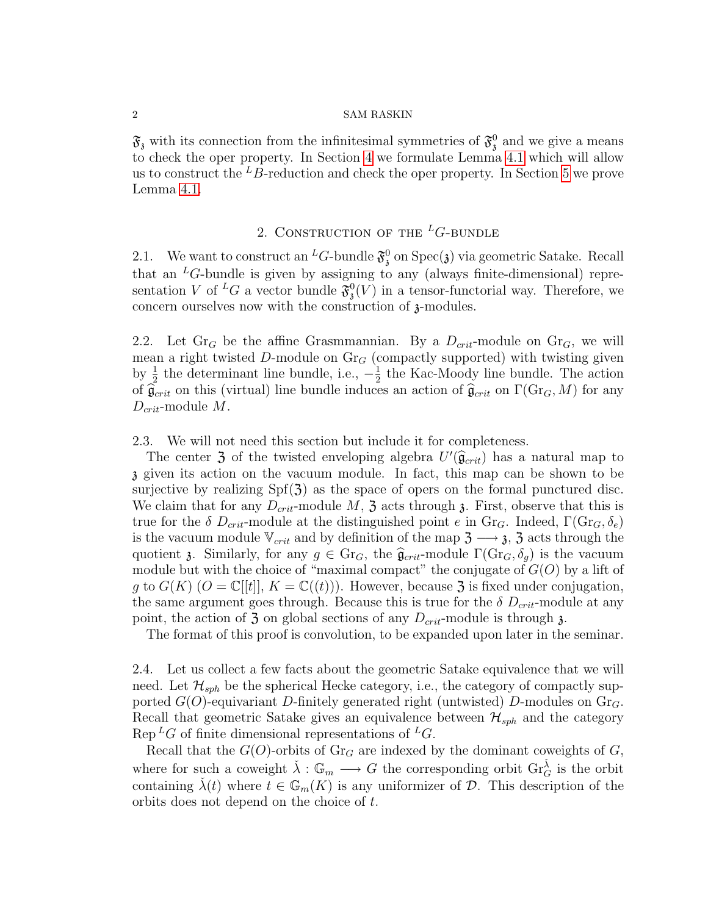$\mathfrak{F}_{\mathfrak{z}}$ with its connection from the infinitesimal symmetries of $\mathfrak{F}_{\mathfrak{z}}^0$ and we give a means to check the oper property. In Section 4 we formulate Lemma 4.1 which will allow us to construct the ${}^LB$-reduction and check the oper property. In Section 5 we prove Lemma 4.1.

## 2. Construction of the ${}^LG$-bundle

2.1. We want to construct an ${}^LG$-bundle $\mathfrak{F}_{\mathfrak{z}}^0$ on $\mathrm{Spec}(\mathfrak{z})$ via geometric Satake. Recall that an ${}^LG$-bundle is given by assigning to any (always finite-dimensional) representation $V$ of ${}^LG$ a vector bundle $\mathfrak{F}_{\mathfrak{z}}^0(V)$ in a tensor-functorial way. Therefore, we concern ourselves now with the construction of $\mathfrak{z}$-modules.

2.2. Let $\mathrm{Gr}_G$ be the affine Grasmmannian. By a $D_{crit}$-module on $\mathrm{Gr}_G$, we will mean a right twisted $D$-module on $\mathrm{Gr}_G$ (compactly supported) with twisting given by $\frac{1}{2}$ the determinant line bundle, i.e., $-\frac{1}{2}$ the Kac-Moody line bundle. The action of $\widehat{\mathfrak{g}}_{crit}$ on this (virtual) line bundle induces an action of $\widehat{\mathfrak{g}}_{crit}$ on $\Gamma(\mathrm{Gr}_G, M)$ for any $D_{crit}$-module $M$.

2.3. We will not need this section but include it for completeness.

The center $\mathfrak{Z}$ of the twisted enveloping algebra $U'(\widehat{\mathfrak{g}}_{crit})$ has a natural map to $\mathfrak{z}$ given its action on the vacuum module. In fact, this map can be shown to be surjective by realizing $\mathrm{Spf}(\mathfrak{Z})$ as the space of opers on the formal punctured disc. We claim that for any $D_{crit}$-module $M$, $\mathfrak{Z}$ acts through $\mathfrak{z}$. First, observe that this is true for the $\delta$ $D_{crit}$-module at the distinguished point $e$ in $\mathrm{Gr}_G$. Indeed, $\Gamma(\mathrm{Gr}_G, \delta_e)$ is the vacuum module $\mathbb{V}_{crit}$ and by definition of the map $\mathfrak{Z} \longrightarrow \mathfrak{z}$, $\mathfrak{Z}$ acts through the quotient $\mathfrak{z}$. Similarly, for any $g \in \mathrm{Gr}_G$, the $\widehat{\mathfrak{g}}_{crit}$-module $\Gamma(\mathrm{Gr}_G, \delta_g)$ is the vacuum module but with the choice of "maximal compact" the conjugate of $G(O)$ by a lift of $g$ to $G(K)$ ($O = \mathbb{C}[[t]]$, $K = \mathbb{C}((t))$). However, because $\mathfrak{Z}$ is fixed under conjugation, the same argument goes through. Because this is true for the $\delta$ $D_{crit}$-module at any point, the action of $\mathfrak{Z}$ on global sections of any $D_{crit}$-module is through $\mathfrak{z}$.

The format of this proof is convolution, to be expanded upon later in the seminar.

2.4. Let us collect a few facts about the geometric Satake equivalence that we will need. Let $\mathcal{H}_{sph}$ be the spherical Hecke category, i.e., the category of compactly supported $G(O)$-equivariant $D$-finitely generated right (untwisted) $D$-modules on $\mathrm{Gr}_G$. Recall that geometric Satake gives an equivalence between $\mathcal{H}_{sph}$ and the category $\mathrm{Rep}\,{}^LG$ of finite dimensional representations of ${}^LG$.

Recall that the $G(O)$-orbits of $\mathrm{Gr}_G$ are indexed by the dominant coweights of $G$, where for such a coweight $\check{\lambda} : \mathbb{G}_m \longrightarrow G$ the corresponding orbit $\mathrm{Gr}_G^{\check{\lambda}}$ is the orbit containing $\check{\lambda}(t)$ where $t \in \mathbb{G}_m(K)$ is any uniformizer of $\mathcal{D}$. This description of the orbits does not depend on the choice of $t$.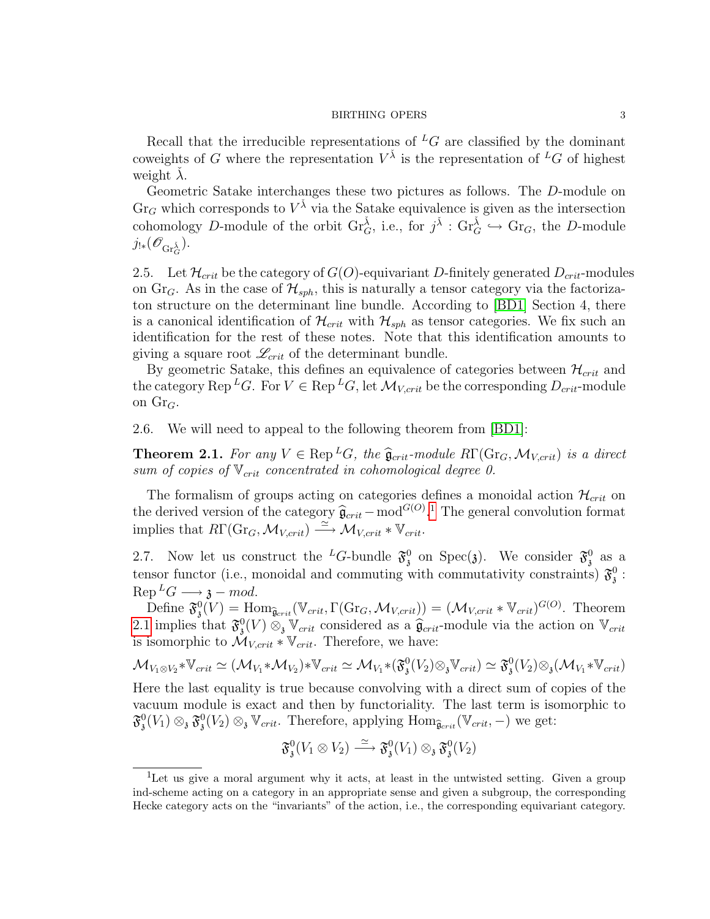Recall that the irreducible representations of ${}^LG$ are classified by the dominant coweights of $G$ where the representation $V^{\check{\lambda}}$ is the representation of ${}^LG$ of highest weight $\check{\lambda}$.

Geometric Satake interchanges these two pictures as follows. The $D$-module on $\mathrm{Gr}_G$ which corresponds to $V^{\check{\lambda}}$ via the Satake equivalence is given as the intersection cohomology $D$-module of the orbit $\mathrm{Gr}_G^{\check{\lambda}}$, i.e., for $j^{\check{\lambda}} : \mathrm{Gr}_G^{\check{\lambda}} \hookrightarrow \mathrm{Gr}_G$, the $D$-module $j_{!*}(\mathscr{O}_{\mathrm{Gr}_G^{\check{\lambda}}})$.

2.5. Let $\mathcal{H}_{crit}$ be the category of $G(O)$-equivariant $D$-finitely generated $D_{crit}$-modules on $\mathrm{Gr}_G$. As in the case of $\mathcal{H}_{sph}$, this is naturally a tensor category via the factorizaton structure on the determinant line bundle. According to [BD1] Section 4, there is a canonical identification of $\mathcal{H}_{crit}$ with $\mathcal{H}_{sph}$ as tensor categories. We fix such an identification for the rest of these notes. Note that this identification amounts to giving a square root $\mathscr{L}_{crit}$ of the determinant bundle.

By geometric Satake, this defines an equivalence of categories between $\mathcal{H}_{crit}$ and the category $\mathrm{Rep}\,{}^LG$. For $V \in \mathrm{Rep}\,{}^LG$, let $\mathcal{M}_{V,crit}$ be the corresponding $D_{crit}$-module on $\mathrm{Gr}_G$.

2.6. We will need to appeal to the following theorem from [BD1]:

**Theorem 2.1.** *For any $V \in \mathrm{Rep}\,{}^LG$, the $\widehat{\mathfrak{g}}_{crit}$-module $R\Gamma(\mathrm{Gr}_G, \mathcal{M}_{V,crit})$ is a direct sum of copies of $\mathbb{V}_{crit}$ concentrated in cohomological degree 0.*

The formalism of groups acting on categories defines a monoidal action $\mathcal{H}_{crit}$ on the derived version of the category $\widehat{\mathfrak{g}}_{crit} - \mathrm{mod}^{G(O)}$.[1] The general convolution format implies that $R\Gamma(\mathrm{Gr}_G, \mathcal{M}_{V,crit}) \xrightarrow{\simeq} \mathcal{M}_{V,crit} * \mathbb{V}_{crit}$.

2.7. Now let us construct the ${}^LG$-bundle $\mathfrak{F}_{\mathfrak{z}}^0$ on $\mathrm{Spec}(\mathfrak{z})$. We consider $\mathfrak{F}_{\mathfrak{z}}^0$ as a tensor functor (i.e., monoidal and commuting with commutativity constraints) $\mathfrak{F}_{\mathfrak{z}}^0 : \mathrm{Rep}\,{}^LG \longrightarrow \mathfrak{z} - mod$.

Define $\mathfrak{F}_{\mathfrak{z}}^0(V) = \mathrm{Hom}_{\widehat{\mathfrak{g}}_{crit}}(\mathbb{V}_{crit}, \Gamma(\mathrm{Gr}_G, \mathcal{M}_{V,crit})) = (\mathcal{M}_{V,crit} * \mathbb{V}_{crit})^{G(O)}$. Theorem 2.1 implies that $\mathfrak{F}_{\mathfrak{z}}^0(V) \otimes_{\mathfrak{z}} \mathbb{V}_{crit}$ considered as a $\widehat{\mathfrak{g}}_{crit}$-module via the action on $\mathbb{V}_{crit}$ is isomorphic to $\mathcal{M}_{V,crit} * \mathbb{V}_{crit}$. Therefore, we have:

$$\mathcal{M}_{V_1 \otimes V_2} * \mathbb{V}_{crit} \simeq (\mathcal{M}_{V_1} * \mathcal{M}_{V_2}) * \mathbb{V}_{crit} \simeq \mathcal{M}_{V_1} * (\mathfrak{F}_{\mathfrak{z}}^0(V_2) \otimes_{\mathfrak{z}} \mathbb{V}_{crit}) \simeq \mathfrak{F}_{\mathfrak{z}}^0(V_2) \otimes_{\mathfrak{z}} (\mathcal{M}_{V_1} * \mathbb{V}_{crit})$$

Here the last equality is true because convolving with a direct sum of copies of the vacuum module is exact and then by functoriality. The last term is isomorphic to $\mathfrak{F}_{\mathfrak{z}}^0(V_1) \otimes_{\mathfrak{z}} \mathfrak{F}_{\mathfrak{z}}^0(V_2) \otimes_{\mathfrak{z}} \mathbb{V}_{crit}$. Therefore, applying $\mathrm{Hom}_{\widehat{\mathfrak{g}}_{crit}}(\mathbb{V}_{crit}, -)$ we get:

$$\mathfrak{F}_{\mathfrak{z}}^0(V_1 \otimes V_2) \xrightarrow{\simeq} \mathfrak{F}_{\mathfrak{z}}^0(V_1) \otimes_{\mathfrak{z}} \mathfrak{F}_{\mathfrak{z}}^0(V_2)$$

[1] Let us give a moral argument why it acts, at least in the untwisted setting. Given a group ind-scheme acting on a category in an appropriate sense and given a subgroup, the corresponding Hecke category acts on the "invariants" of the action, i.e., the corresponding equivariant category.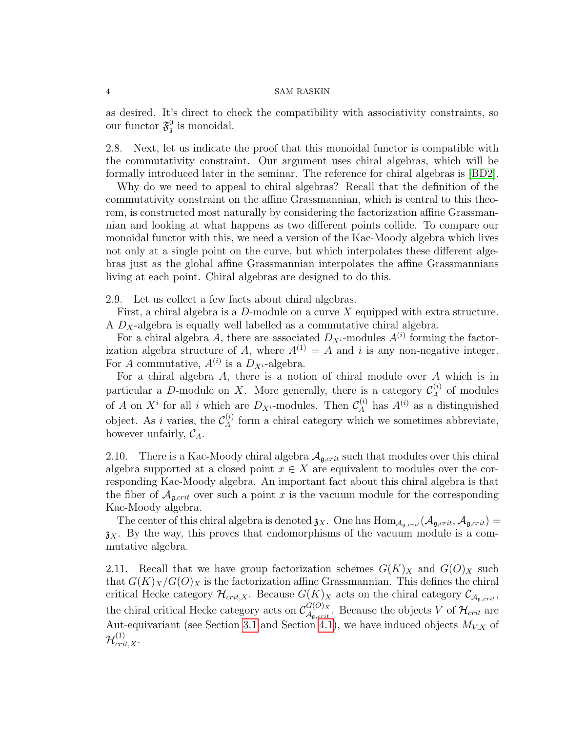as desired. It's direct to check the compatibility with associativity constraints, so our functor $\mathfrak{F}^0_{\mathfrak{z}}$ is monoidal.

2.8. Next, let us indicate the proof that this monoidal functor is compatible with the commutativity constraint. Our argument uses chiral algebras, which will be formally introduced later in the seminar. The reference for chiral algebras is [BD2].

Why do we need to appeal to chiral algebras? Recall that the definition of the commutativity constraint on the affine Grassmannian, which is central to this theorem, is constructed most naturally by considering the factorization affine Grassmannian and looking at what happens as two different points collide. To compare our monoidal functor with this, we need a version of the Kac-Moody algebra which lives not only at a single point on the curve, but which interpolates these different algebras just as the global affine Grassmannian interpolates the affine Grassmannians living at each point. Chiral algebras are designed to do this.

2.9. Let us collect a few facts about chiral algebras.

First, a chiral algebra is a $D$-module on a curve $X$ equipped with extra structure. A $D_X$-algebra is equally well labelled as a commutative chiral algebra.

For a chiral algebra $A$, there are associated $D_{X^i}$-modules $A^{(i)}$ forming the factorization algebra structure of $A$, where $A^{(1)} = A$ and $i$ is any non-negative integer. For $A$ commutative, $A^{(i)}$ is a $D_{X^i}$-algebra.

For a chiral algebra $A$, there is a notion of chiral module over $A$ which is in particular a $D$-module on $X$. More generally, there is a category $\mathcal{C}_A^{(i)}$ of modules of $A$ on $X^i$ for all $i$ which are $D_{X^i}$-modules. Then $\mathcal{C}_A^{(i)}$ has $A^{(i)}$ as a distinguished object. As $i$ varies, the $\mathcal{C}_A^{(i)}$ form a chiral category which we sometimes abbreviate, however unfairly, $\mathcal{C}_A$.

2.10. There is a Kac-Moody chiral algebra $\mathcal{A}_{\mathfrak{g},crit}$ such that modules over this chiral algebra supported at a closed point $x \in X$ are equivalent to modules over the corresponding Kac-Moody algebra. An important fact about this chiral algebra is that the fiber of $\mathcal{A}_{\mathfrak{g},crit}$ over such a point $x$ is the vacuum module for the corresponding Kac-Moody algebra.

The center of this chiral algebra is denoted $\mathfrak{z}_X$. One has $\mathrm{Hom}_{\mathcal{A}_{\mathfrak{g},crit}}(\mathcal{A}_{\mathfrak{g},crit}, \mathcal{A}_{\mathfrak{g},crit}) = \mathfrak{z}_X$. By the way, this proves that endomorphisms of the vacuum module is a commutative algebra.

2.11. Recall that we have group factorization schemes $G(K)_X$ and $G(O)_X$ such that $G(K)_X/G(O)_X$ is the factorization affine Grassmannian. This defines the chiral critical Hecke category $\mathcal{H}_{crit,X}$. Because $G(K)_X$ acts on the chiral category $\mathcal{C}_{\mathcal{A}_{\mathfrak{g},crit}}$, the chiral critical Hecke category acts on $\mathcal{C}_{\mathcal{A}_{\mathfrak{g},crit}}^{G(O)_X}$. Because the objects $V$ of $\mathcal{H}_{crit}$ are Aut-equivariant (see Section 3.1 and Section 4.1), we have induced objects $M_{V,X}$ of $\mathcal{H}_{crit,X}^{(1)}$.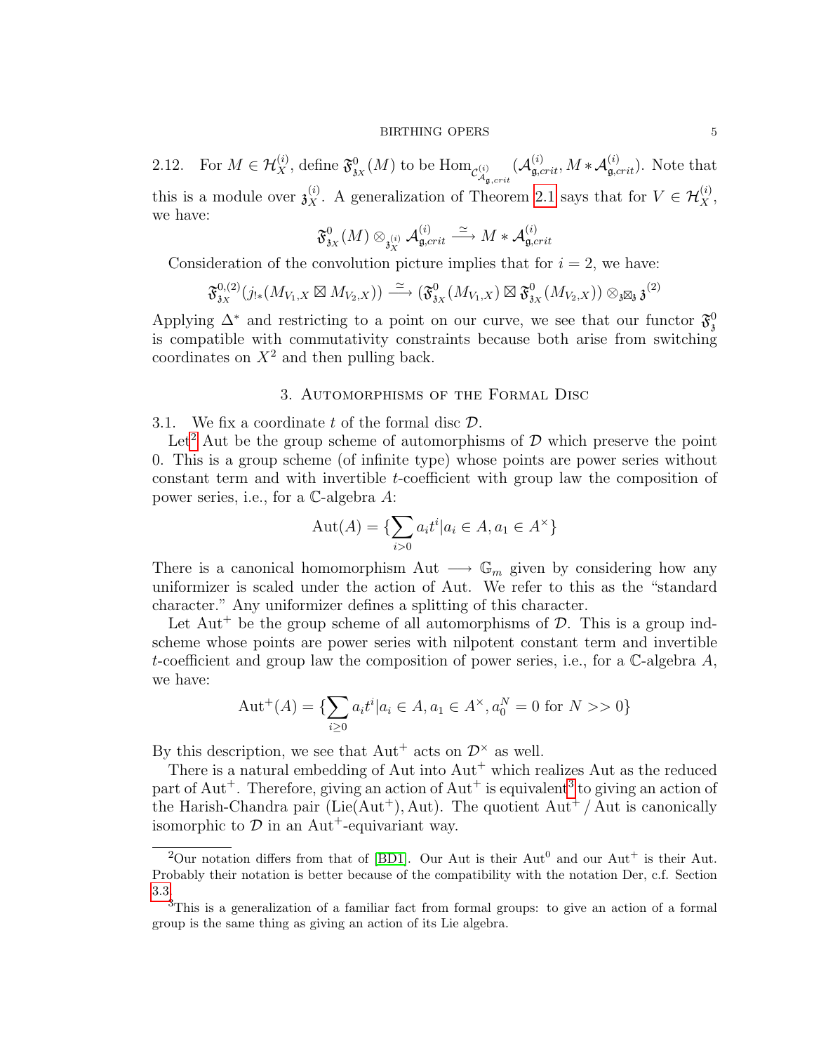2.12. For $M \in \mathcal{H}_X^{(i)}$, define $\mathfrak{F}^0_{\mathfrak{z}_X}(M)$ to be $\mathrm{Hom}_{\mathcal{C}^{(i)}_{\mathcal{A}_{\mathfrak{g},crit}}}(\mathcal{A}^{(i)}_{\mathfrak{g},crit}, M * \mathcal{A}^{(i)}_{\mathfrak{g},crit})$. Note that this is a module over $\mathfrak{z}_X^{(i)}$. A generalization of Theorem 2.1 says that for $V \in \mathcal{H}_X^{(i)}$, we have:

$$\mathfrak{F}^0_{\mathfrak{z}_X}(M) \otimes_{\mathfrak{z}_X^{(i)}} \mathcal{A}^{(i)}_{\mathfrak{g},crit} \xrightarrow{\simeq} M * \mathcal{A}^{(i)}_{\mathfrak{g},crit}$$

Consideration of the convolution picture implies that for $i = 2$, we have:

$$\mathfrak{F}^{0,(2)}_{\mathfrak{z}_X}(j_{!*}(M_{V_1,X} \boxtimes M_{V_2,X})) \xrightarrow{\simeq} (\mathfrak{F}^0_{\mathfrak{z}_X}(M_{V_1,X}) \boxtimes \mathfrak{F}^0_{\mathfrak{z}_X}(M_{V_2,X})) \otimes_{\mathfrak{z}\boxtimes\mathfrak{z}} \mathfrak{z}^{(2)}$$

Applying $\Delta^*$ and restricting to a point on our curve, we see that our functor $\mathfrak{F}^0_{\mathfrak{z}}$ is compatible with commutativity constraints because both arise from switching coordinates on $X^2$ and then pulling back.

## 3. Automorphisms of the Formal Disc

3.1. We fix a coordinate $t$ of the formal disc $\mathcal{D}$.

Let[2] Aut be the group scheme of automorphisms of $\mathcal{D}$ which preserve the point 0. This is a group scheme (of infinite type) whose points are power series without constant term and with invertible $t$-coefficient with group law the composition of power series, i.e., for a $\mathbb{C}$-algebra $A$:

$$\mathrm{Aut}(A) = \{\sum_{i>0} a_i t^i | a_i \in A, a_1 \in A^\times\}$$

There is a canonical homomorphism $\mathrm{Aut} \longrightarrow \mathbb{G}_m$ given by considering how any uniformizer is scaled under the action of Aut. We refer to this as the "standard character." Any uniformizer defines a splitting of this character.

Let $\mathrm{Aut}^+$ be the group scheme of all automorphisms of $\mathcal{D}$. This is a group ind-scheme whose points are power series with nilpotent constant term and invertible $t$-coefficient and group law the composition of power series, i.e., for a $\mathbb{C}$-algebra $A$, we have:

$$\mathrm{Aut}^+(A) = \{\sum_{i\geq 0} a_i t^i | a_i \in A, a_1 \in A^\times, a_0^N = 0 \text{ for } N >> 0\}$$

By this description, we see that $\mathrm{Aut}^+$ acts on $\mathcal{D}^\times$ as well.

There is a natural embedding of Aut into $\mathrm{Aut}^+$ which realizes Aut as the reduced part of $\mathrm{Aut}^+$. Therefore, giving an action of $\mathrm{Aut}^+$ is equivalent[3] to giving an action of the Harish-Chandra pair $(\mathrm{Lie}(\mathrm{Aut}^+), \mathrm{Aut})$. The quotient $\mathrm{Aut}^+ / \mathrm{Aut}$ is canonically isomorphic to $\mathcal{D}$ in an $\mathrm{Aut}^+$-equivariant way.

---

[2] Our notation differs from that of [BD1]. Our Aut is their $\mathrm{Aut}^0$ and our $\mathrm{Aut}^+$ is their Aut. Probably their notation is better because of the compatibility with the notation Der, c.f. Section 3.3.

[3] This is a generalization of a familiar fact from formal groups: to give an action of a formal group is the same thing as giving an action of its Lie algebra.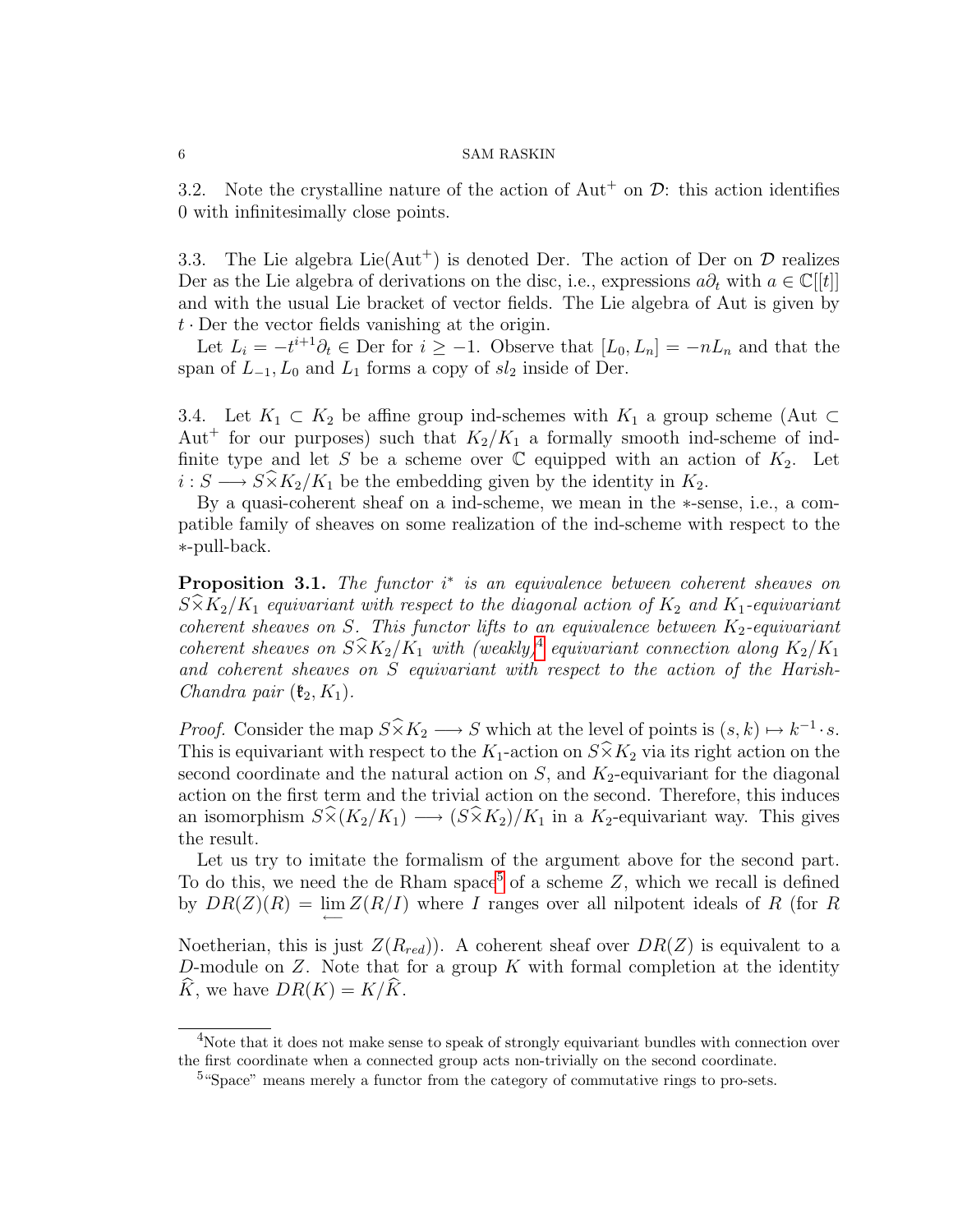3.2. Note the crystalline nature of the action of $\mathrm{Aut}^+$ on $\mathcal{D}$: this action identifies 0 with infinitesimally close points.

3.3. The Lie algebra $\mathrm{Lie}(\mathrm{Aut}^+)$ is denoted Der. The action of Der on $\mathcal{D}$ realizes Der as the Lie algebra of derivations on the disc, i.e., expressions $a\partial_t$ with $a \in \mathbb{C}[[t]]$ and with the usual Lie bracket of vector fields. The Lie algebra of Aut is given by $t \cdot \mathrm{Der}$ the vector fields vanishing at the origin.

Let $L_i = -t^{i+1}\partial_t \in \mathrm{Der}$ for $i \geq -1$. Observe that $[L_0, L_n] = -nL_n$ and that the span of $L_{-1}, L_0$ and $L_1$ forms a copy of $sl_2$ inside of Der.

3.4. Let $K_1 \subset K_2$ be affine group ind-schemes with $K_1$ a group scheme ($\mathrm{Aut} \subset \mathrm{Aut}^+$ for our purposes) such that $K_2/K_1$ a formally smooth ind-scheme of ind-finite type and let $S$ be a scheme over $\mathbb{C}$ equipped with an action of $K_2$. Let $i : S \longrightarrow S\widehat{\times}K_2/K_1$ be the embedding given by the identity in $K_2$.

By a quasi-coherent sheaf on a ind-scheme, we mean in the $*$-sense, i.e., a compatible family of sheaves on some realization of the ind-scheme with respect to the $*$-pull-back.

**Proposition 3.1.** *The functor $i^*$ is an equivalence between coherent sheaves on $S\widehat{\times}K_2/K_1$ equivariant with respect to the diagonal action of $K_2$ and $K_1$-equivariant coherent sheaves on $S$. This functor lifts to an equivalence between $K_2$-equivariant coherent sheaves on $S\widehat{\times}K_2/K_1$ with (weakly)[4] equivariant connection along $K_2/K_1$ and coherent sheaves on $S$ equivariant with respect to the action of the Harish-Chandra pair $(\mathfrak{k}_2, K_1)$.*

*Proof.* Consider the map $S\widehat{\times}K_2 \longrightarrow S$ which at the level of points is $(s,k) \mapsto k^{-1} \cdot s$. This is equivariant with respect to the $K_1$-action on $S\widehat{\times}K_2$ via its right action on the second coordinate and the natural action on $S$, and $K_2$-equivariant for the diagonal action on the first term and the trivial action on the second. Therefore, this induces an isomorphism $S\widehat{\times}(K_2/K_1) \longrightarrow (S\widehat{\times}K_2)/K_1$ in a $K_2$-equivariant way. This gives the result.

Let us try to imitate the formalism of the argument above for the second part. To do this, we need the de Rham space[5] of a scheme $Z$, which we recall is defined by $DR(Z)(R) = \varprojlim Z(R/I)$ where $I$ ranges over all nilpotent ideals of $R$ (for $R$ Noetherian, this is just $Z(R_{red})$). A coherent sheaf over $DR(Z)$ is equivalent to a $D$-module on $Z$. Note that for a group $K$ with formal completion at the identity $\widehat{K}$, we have $DR(K) = K/\widehat{K}$.

[4] Note that it does not make sense to speak of strongly equivariant bundles with connection over the first coordinate when a connected group acts non-trivially on the second coordinate.

[5] "Space" means merely a functor from the category of commutative rings to pro-sets.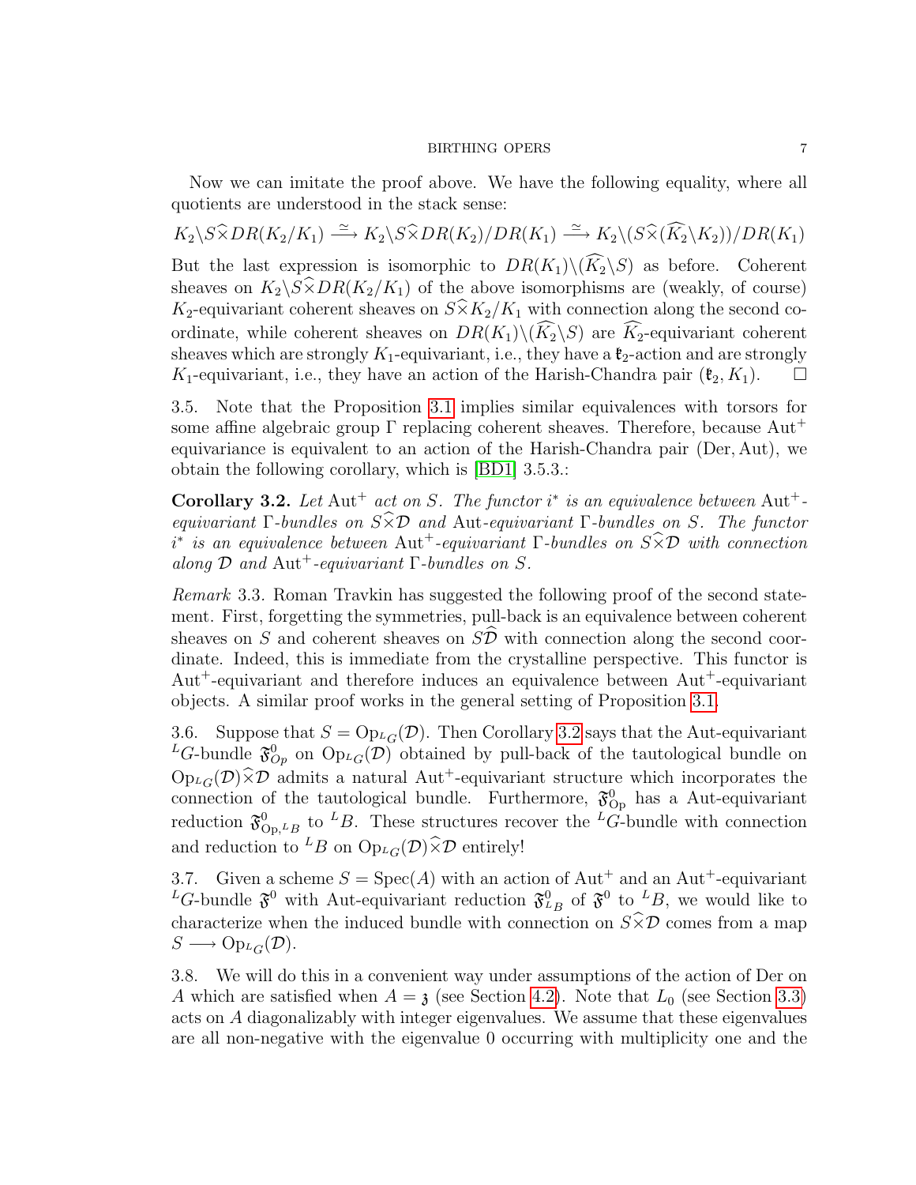Now we can imitate the proof above. We have the following equality, where all quotients are understood in the stack sense:

$$K_2\backslash S\widehat{\times}DR(K_2/K_1) \xrightarrow{\simeq} K_2\backslash S\widehat{\times}DR(K_2)/DR(K_1) \xrightarrow{\simeq} K_2\backslash(S\widehat{\times}(\widehat{K_2}\backslash K_2))/DR(K_1)$$

But the last expression is isomorphic to $DR(K_1)\backslash(\widehat{K_2}\backslash S)$ as before. Coherent sheaves on $K_2\backslash S\widehat{\times}DR(K_2/K_1)$ of the above isomorphisms are (weakly, of course) $K_2$-equivariant coherent sheaves on $S\widehat{\times}K_2/K_1$ with connection along the second coordinate, while coherent sheaves on $DR(K_1)\backslash(\widehat{K_2}\backslash S)$ are $\widehat{K_2}$-equivariant coherent sheaves which are strongly $K_1$-equivariant, i.e., they have a $\mathfrak{k}_2$-action and are strongly $K_1$-equivariant, i.e., they have an action of the Harish-Chandra pair $(\mathfrak{k}_2, K_1)$. $\square$

3.5. Note that the Proposition 3.1 implies similar equivalences with torsors for some affine algebraic group $\Gamma$ replacing coherent sheaves. Therefore, because $\mathrm{Aut}^+$ equivariance is equivalent to an action of the Harish-Chandra pair $(\mathrm{Der}, \mathrm{Aut})$, we obtain the following corollary, which is [BD1] 3.5.3.:

**Corollary 3.2.** *Let* $\mathrm{Aut}^+$ *act on* $S$*. The functor* $i^*$ *is an equivalence between* $\mathrm{Aut}^+$*-equivariant* $\Gamma$*-bundles on* $S\widehat{\times}\mathcal{D}$ *and* $\mathrm{Aut}$*-equivariant* $\Gamma$*-bundles on* $S$*. The functor* $i^*$ *is an equivalence between* $\mathrm{Aut}^+$*-equivariant* $\Gamma$*-bundles on* $S\widehat{\times}\mathcal{D}$ *with connection along* $\mathcal{D}$ *and* $\mathrm{Aut}^+$*-equivariant* $\Gamma$*-bundles on* $S$*.*

*Remark* 3.3. Roman Travkin has suggested the following proof of the second statement. First, forgetting the symmetries, pull-back is an equivalence between coherent sheaves on $S$ and coherent sheaves on $S\widehat{\mathcal{D}}$ with connection along the second coordinate. Indeed, this is immediate from the crystalline perspective. This functor is $\mathrm{Aut}^+$-equivariant and therefore induces an equivalence between $\mathrm{Aut}^+$-equivariant objects. A similar proof works in the general setting of Proposition 3.1.

3.6. Suppose that $S = \mathrm{Op}_{^LG}(\mathcal{D})$. Then Corollary 3.2 says that the Aut-equivariant $^LG$-bundle $\mathfrak{F}^0_{Op}$ on $\mathrm{Op}_{^LG}(\mathcal{D})$ obtained by pull-back of the tautological bundle on $\mathrm{Op}_{^LG}(\mathcal{D})\widehat{\times}\mathcal{D}$ admits a natural $\mathrm{Aut}^+$-equivariant structure which incorporates the connection of the tautological bundle. Furthermore, $\mathfrak{F}^0_{\mathrm{Op}}$ has a Aut-equivariant reduction $\mathfrak{F}^0_{\mathrm{Op},^LB}$ to $^LB$. These structures recover the $^LG$-bundle with connection and reduction to $^LB$ on $\mathrm{Op}_{^LG}(\mathcal{D})\widehat{\times}\mathcal{D}$ entirely!

3.7. Given a scheme $S = \mathrm{Spec}(A)$ with an action of $\mathrm{Aut}^+$ and an $\mathrm{Aut}^+$-equivariant $^LG$-bundle $\mathfrak{F}^0$ with Aut-equivariant reduction $\mathfrak{F}^0_{^LB}$ of $\mathfrak{F}^0$ to $^LB$, we would like to characterize when the induced bundle with connection on $S\widehat{\times}\mathcal{D}$ comes from a map $S \longrightarrow \mathrm{Op}_{^LG}(\mathcal{D})$.

3.8. We will do this in a convenient way under assumptions of the action of Der on $A$ which are satisfied when $A = \mathfrak{z}$ (see Section 4.2). Note that $L_0$ (see Section 3.3) acts on $A$ diagonalizably with integer eigenvalues. We assume that these eigenvalues are all non-negative with the eigenvalue 0 occurring with multiplicity one and the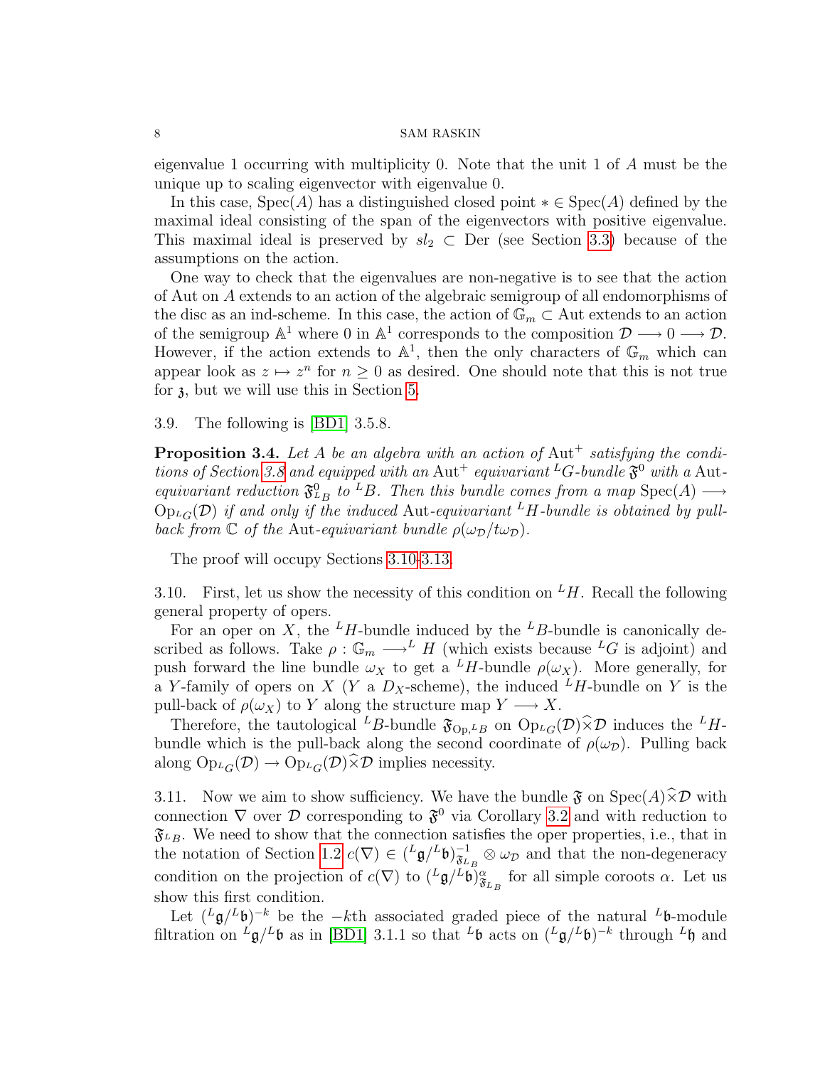eigenvalue 1 occurring with multiplicity 0. Note that the unit 1 of $A$ must be the unique up to scaling eigenvector with eigenvalue 0.

In this case, $\mathrm{Spec}(A)$ has a distinguished closed point $* \in \mathrm{Spec}(A)$ defined by the maximal ideal consisting of the span of the eigenvectors with positive eigenvalue. This maximal ideal is preserved by $sl_2 \subset \mathrm{Der}$ (see Section 3.3) because of the assumptions on the action.

One way to check that the eigenvalues are non-negative is to see that the action of Aut on $A$ extends to an action of the algebraic semigroup of all endomorphisms of the disc as an ind-scheme. In this case, the action of $\mathbb{G}_m \subset \mathrm{Aut}$ extends to an action of the semigroup $\mathbb{A}^1$ where 0 in $\mathbb{A}^1$ corresponds to the composition $\mathcal{D} \longrightarrow 0 \longrightarrow \mathcal{D}$. However, if the action extends to $\mathbb{A}^1$, then the only characters of $\mathbb{G}_m$ which can appear look as $z \mapsto z^n$ for $n \geq 0$ as desired. One should note that this is not true for $\mathfrak{z}$, but we will use this in Section 5.

3.9. The following is [BD1] 3.5.8.

**Proposition 3.4.** *Let $A$ be an algebra with an action of $\mathrm{Aut}^+$ satisfying the conditions of Section 3.8 and equipped with an $\mathrm{Aut}^+$ equivariant ${}^LG$-bundle $\mathfrak{F}^0$ with a Aut-equivariant reduction $\mathfrak{F}^0_{{}^LB}$ to ${}^LB$. Then this bundle comes from a map $\mathrm{Spec}(A) \longrightarrow \mathrm{Op}_{{}^LG}(\mathcal{D})$ if and only if the induced Aut-equivariant ${}^LH$-bundle is obtained by pull-back from $\mathbb{C}$ of the Aut-equivariant bundle $\rho(\omega_{\mathcal{D}}/t\omega_{\mathcal{D}})$.*

The proof will occupy Sections 3.10-3.13.

3.10. First, let us show the necessity of this condition on ${}^LH$. Recall the following general property of opers.

For an oper on $X$, the ${}^LH$-bundle induced by the ${}^LB$-bundle is canonically described as follows. Take $\rho : \mathbb{G}_m \longrightarrow^L H$ (which exists because ${}^LG$ is adjoint) and push forward the line bundle $\omega_X$ to get a ${}^LH$-bundle $\rho(\omega_X)$. More generally, for a $Y$-family of opers on $X$ ($Y$ a $D_X$-scheme), the induced ${}^LH$-bundle on $Y$ is the pull-back of $\rho(\omega_X)$ to $Y$ along the structure map $Y \longrightarrow X$.

Therefore, the tautological ${}^LB$-bundle $\mathfrak{F}_{\mathrm{Op},{}^LB}$ on $\mathrm{Op}_{{}^LG}(\mathcal{D})\widehat{\times}\mathcal{D}$ induces the ${}^LH$-bundle which is the pull-back along the second coordinate of $\rho(\omega_{\mathcal{D}})$. Pulling back along $\mathrm{Op}_{{}^LG}(\mathcal{D}) \to \mathrm{Op}_{{}^LG}(\mathcal{D})\widehat{\times}\mathcal{D}$ implies necessity.

3.11. Now we aim to show sufficiency. We have the bundle $\mathfrak{F}$ on $\mathrm{Spec}(A)\widehat{\times}\mathcal{D}$ with connection $\nabla$ over $\mathcal{D}$ corresponding to $\mathfrak{F}^0$ via Corollary 3.2 and with reduction to $\mathfrak{F}_{{}^LB}$. We need to show that the connection satisfies the oper properties, i.e., that in the notation of Section 1.2 $c(\nabla) \in ({}^L\mathfrak{g}/{}^L\mathfrak{b})^{-1}_{\mathfrak{F}_{{}^LB}} \otimes \omega_{\mathcal{D}}$ and that the non-degeneracy condition on the projection of $c(\nabla)$ to $({}^L\mathfrak{g}/{}^L\mathfrak{b})^{\alpha}_{\mathfrak{F}_{{}^LB}}$ for all simple coroots $\alpha$. Let us show this first condition.

Let $({}^L\mathfrak{g}/{}^L\mathfrak{b})^{-k}$ be the $-k$th associated graded piece of the natural ${}^L\mathfrak{b}$-module filtration on ${}^L\mathfrak{g}/{}^L\mathfrak{b}$ as in [BD1] 3.1.1 so that ${}^L\mathfrak{b}$ acts on $({}^L\mathfrak{g}/{}^L\mathfrak{b})^{-k}$ through ${}^L\mathfrak{h}$ and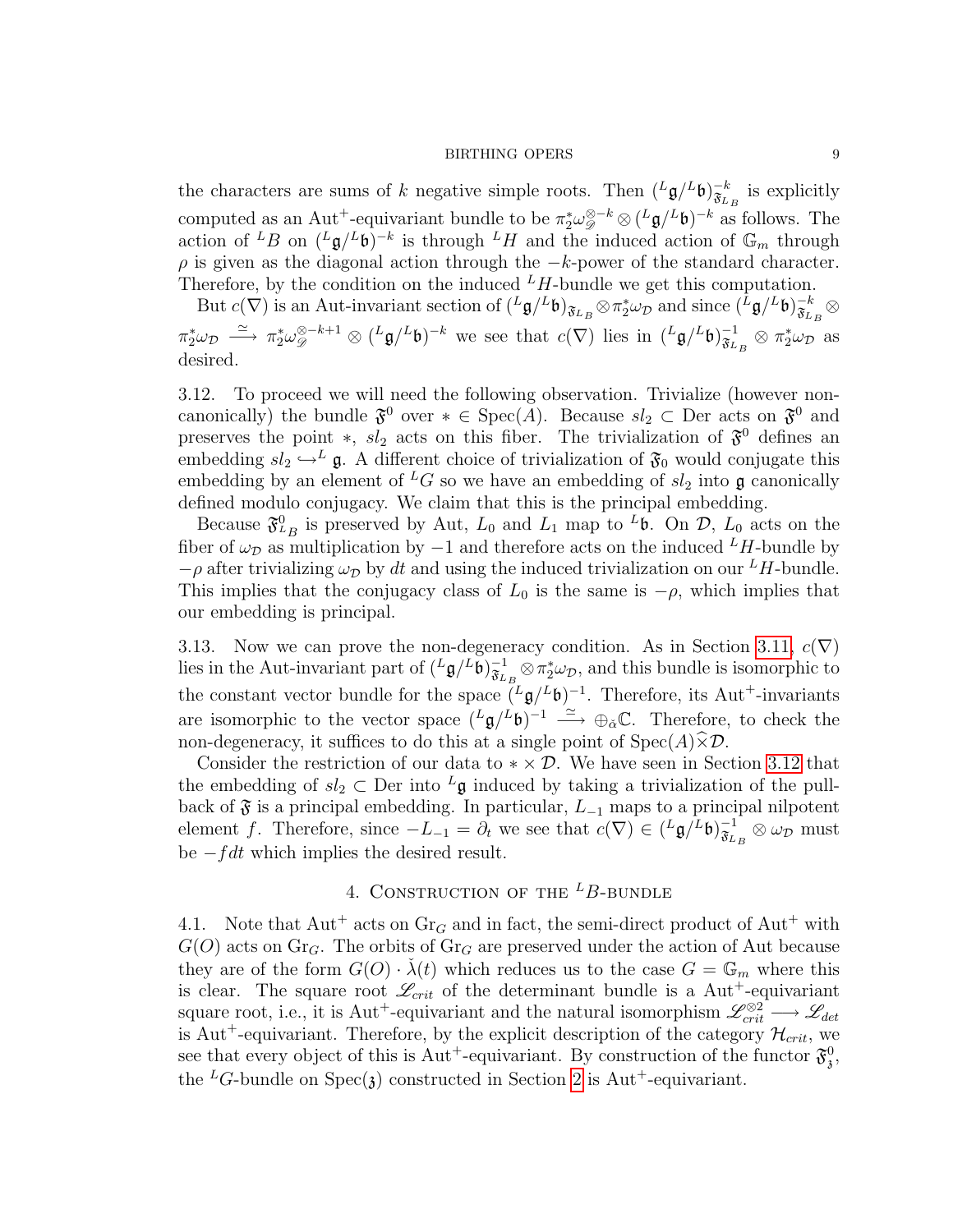the characters are sums of $k$ negative simple roots. Then $({}^L\mathfrak{g}/{}^L\mathfrak{b})^{-k}_{\mathfrak{F}_{{}^LB}}$ is explicitly computed as an $\mathrm{Aut}^+$-equivariant bundle to be $\pi_2^*\omega_{\mathscr{D}}^{\otimes -k} \otimes ({}^L\mathfrak{g}/{}^L\mathfrak{b})^{-k}$ as follows. The action of ${}^LB$ on $({}^L\mathfrak{g}/{}^L\mathfrak{b})^{-k}$ is through ${}^LH$ and the induced action of $\mathbb{G}_m$ through $\rho$ is given as the diagonal action through the $-k$-power of the standard character. Therefore, by the condition on the induced ${}^LH$-bundle we get this computation.

But $c(\nabla)$ is an Aut-invariant section of $({}^L\mathfrak{g}/{}^L\mathfrak{b})_{\mathfrak{F}_{{}^LB}} \otimes \pi_2^*\omega_{\mathcal{D}}$ and since $({}^L\mathfrak{g}/{}^L\mathfrak{b})^{-k}_{\mathfrak{F}_{{}^LB}} \otimes \pi_2^*\omega_{\mathcal{D}} \xrightarrow{\simeq} \pi_2^*\omega_{\mathscr{D}}^{\otimes -k+1} \otimes ({}^L\mathfrak{g}/{}^L\mathfrak{b})^{-k}$ we see that $c(\nabla)$ lies in $({}^L\mathfrak{g}/{}^L\mathfrak{b})^{-1}_{\mathfrak{F}_{{}^LB}} \otimes \pi_2^*\omega_{\mathcal{D}}$ as desired.

3.12. To proceed we will need the following observation. Trivialize (however non-canonically) the bundle $\mathfrak{F}^0$ over $* \in \mathrm{Spec}(A)$. Because $sl_2 \subset \mathrm{Der}$ acts on $\mathfrak{F}^0$ and preserves the point $*$, $sl_2$ acts on this fiber. The trivialization of $\mathfrak{F}^0$ defines an embedding $sl_2 \hookrightarrow^L \mathfrak{g}$. A different choice of trivialization of $\mathfrak{F}_0$ would conjugate this embedding by an element of ${}^LG$ so we have an embedding of $sl_2$ into $\mathfrak{g}$ canonically defined modulo conjugacy. We claim that this is the principal embedding.

Because $\mathfrak{F}^0_{{}^LB}$ is preserved by Aut, $L_0$ and $L_1$ map to ${}^L\mathfrak{b}$. On $\mathcal{D}$, $L_0$ acts on the fiber of $\omega_{\mathcal{D}}$ as multiplication by $-1$ and therefore acts on the induced ${}^LH$-bundle by $-\rho$ after trivializing $\omega_{\mathcal{D}}$ by $dt$ and using the induced trivialization on our ${}^LH$-bundle. This implies that the conjugacy class of $L_0$ is the same is $-\rho$, which implies that our embedding is principal.

3.13. Now we can prove the non-degeneracy condition. As in Section 3.11, $c(\nabla)$ lies in the Aut-invariant part of $({}^L\mathfrak{g}/{}^L\mathfrak{b})^{-1}_{\mathfrak{F}_{{}^LB}} \otimes \pi_2^*\omega_{\mathcal{D}}$, and this bundle is isomorphic to the constant vector bundle for the space $({}^L\mathfrak{g}/{}^L\mathfrak{b})^{-1}$. Therefore, its $\mathrm{Aut}^+$-invariants are isomorphic to the vector space $({}^L\mathfrak{g}/{}^L\mathfrak{b})^{-1} \xrightarrow{\simeq} \oplus_{\check{\alpha}}\mathbb{C}$. Therefore, to check the non-degeneracy, it suffices to do this at a single point of $\mathrm{Spec}(A)\widehat{\times}\mathcal{D}$.

Consider the restriction of our data to $* \times \mathcal{D}$. We have seen in Section 3.12 that the embedding of $sl_2 \subset \mathrm{Der}$ into ${}^L\mathfrak{g}$ induced by taking a trivialization of the pull-back of $\mathfrak{F}$ is a principal embedding. In particular, $L_{-1}$ maps to a principal nilpotent element $f$. Therefore, since $-L_{-1} = \partial_t$ we see that $c(\nabla) \in ({}^L\mathfrak{g}/{}^L\mathfrak{b})^{-1}_{\mathfrak{F}_{{}^LB}} \otimes \omega_{\mathcal{D}}$ must be $-f dt$ which implies the desired result.

## 4. Construction of the ${}^LB$-bundle

4.1. Note that $\mathrm{Aut}^+$ acts on $\mathrm{Gr}_G$ and in fact, the semi-direct product of $\mathrm{Aut}^+$ with $G(O)$ acts on $\mathrm{Gr}_G$. The orbits of $\mathrm{Gr}_G$ are preserved under the action of Aut because they are of the form $G(O) \cdot \check{\lambda}(t)$ which reduces us to the case $G = \mathbb{G}_m$ where this is clear. The square root $\mathscr{L}_{crit}$ of the determinant bundle is a $\mathrm{Aut}^+$-equivariant square root, i.e., it is $\mathrm{Aut}^+$-equivariant and the natural isomorphism $\mathscr{L}_{crit}^{\otimes 2} \longrightarrow \mathscr{L}_{det}$ is $\mathrm{Aut}^+$-equivariant. Therefore, by the explicit description of the category $\mathcal{H}_{crit}$, we see that every object of this is $\mathrm{Aut}^+$-equivariant. By construction of the functor $\mathfrak{F}^0_{\mathfrak{z}}$, the ${}^LG$-bundle on $\mathrm{Spec}(\mathfrak{z})$ constructed in Section 2 is $\mathrm{Aut}^+$-equivariant.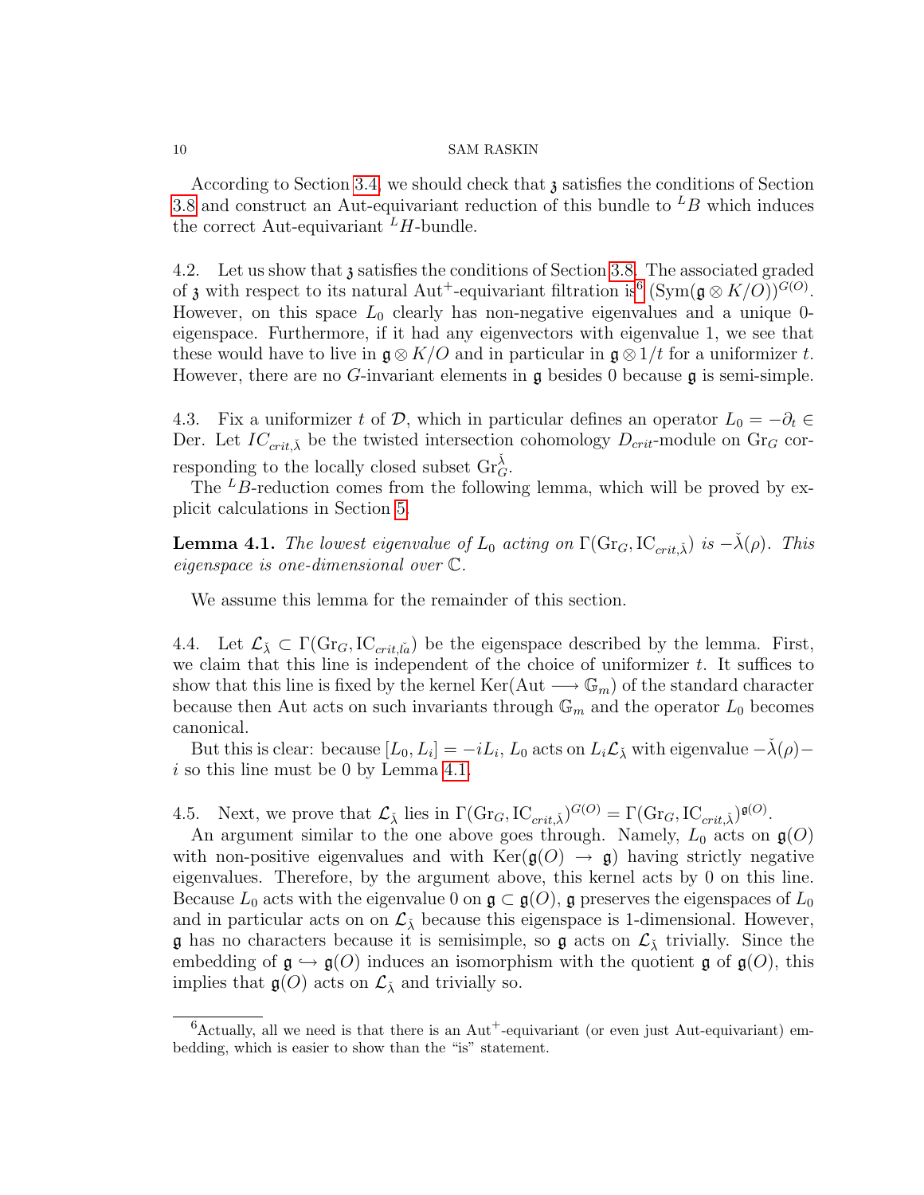According to Section 3.4, we should check that $\mathfrak{z}$ satisfies the conditions of Section 3.8 and construct an Aut-equivariant reduction of this bundle to ${}^LB$ which induces the correct Aut-equivariant ${}^LH$-bundle.

4.2. Let us show that $\mathfrak{z}$ satisfies the conditions of Section 3.8. The associated graded of $\mathfrak{z}$ with respect to its natural $\mathrm{Aut}^+$-equivariant filtration is[6] $(\mathrm{Sym}(\mathfrak{g} \otimes K/O))^{G(O)}$. However, on this space $L_0$ clearly has non-negative eigenvalues and a unique 0-eigenspace. Furthermore, if it had any eigenvectors with eigenvalue 1, we see that these would have to live in $\mathfrak{g} \otimes K/O$ and in particular in $\mathfrak{g} \otimes 1/t$ for a uniformizer $t$. However, there are no $G$-invariant elements in $\mathfrak{g}$ besides 0 because $\mathfrak{g}$ is semi-simple.

4.3. Fix a uniformizer $t$ of $\mathcal{D}$, which in particular defines an operator $L_0 = -\partial_t \in \mathrm{Der}$. Let $IC_{crit,\check{\lambda}}$ be the twisted intersection cohomology $D_{crit}$-module on $\mathrm{Gr}_G$ corresponding to the locally closed subset $\mathrm{Gr}_G^{\check{\lambda}}$.

The ${}^LB$-reduction comes from the following lemma, which will be proved by explicit calculations in Section 5.

**Lemma 4.1.** *The lowest eigenvalue of $L_0$ acting on $\Gamma(\mathrm{Gr}_G, \mathrm{IC}_{crit,\check{\lambda}})$ is $-\check{\lambda}(\rho)$. This eigenspace is one-dimensional over $\mathbb{C}$.*

We assume this lemma for the remainder of this section.

4.4. Let $\mathcal{L}_{\check{\lambda}} \subset \Gamma(\mathrm{Gr}_G, \mathrm{IC}_{crit,\check{la}})$ be the eigenspace described by the lemma. First, we claim that this line is independent of the choice of uniformizer $t$. It suffices to show that this line is fixed by the kernel $\mathrm{Ker}(\mathrm{Aut} \longrightarrow \mathbb{G}_m)$ of the standard character because then Aut acts on such invariants through $\mathbb{G}_m$ and the operator $L_0$ becomes canonical.

But this is clear: because $[L_0, L_i] = -iL_i$, $L_0$ acts on $L_i\mathcal{L}_{\check{\lambda}}$ with eigenvalue $-\check{\lambda}(\rho) - i$ so this line must be 0 by Lemma 4.1.

4.5. Next, we prove that $\mathcal{L}_{\check{\lambda}}$ lies in $\Gamma(\mathrm{Gr}_G, \mathrm{IC}_{crit,\check{\lambda}})^{G(O)} = \Gamma(\mathrm{Gr}_G, \mathrm{IC}_{crit,\check{\lambda}})^{\mathfrak{g}(O)}$.

An argument similar to the one above goes through. Namely, $L_0$ acts on $\mathfrak{g}(O)$ with non-positive eigenvalues and with $\mathrm{Ker}(\mathfrak{g}(O) \to \mathfrak{g})$ having strictly negative eigenvalues. Therefore, by the argument above, this kernel acts by 0 on this line. Because $L_0$ acts with the eigenvalue 0 on $\mathfrak{g} \subset \mathfrak{g}(O)$, $\mathfrak{g}$ preserves the eigenspaces of $L_0$ and in particular acts on on $\mathcal{L}_{\check{\lambda}}$ because this eigenspace is 1-dimensional. However, $\mathfrak{g}$ has no characters because it is semisimple, so $\mathfrak{g}$ acts on $\mathcal{L}_{\check{\lambda}}$ trivially. Since the embedding of $\mathfrak{g} \hookrightarrow \mathfrak{g}(O)$ induces an isomorphism with the quotient $\mathfrak{g}$ of $\mathfrak{g}(O)$, this implies that $\mathfrak{g}(O)$ acts on $\mathcal{L}_{\check{\lambda}}$ and trivially so.

---

[6] Actually, all we need is that there is an $\mathrm{Aut}^+$-equivariant (or even just Aut-equivariant) embedding, which is easier to show than the "is" statement.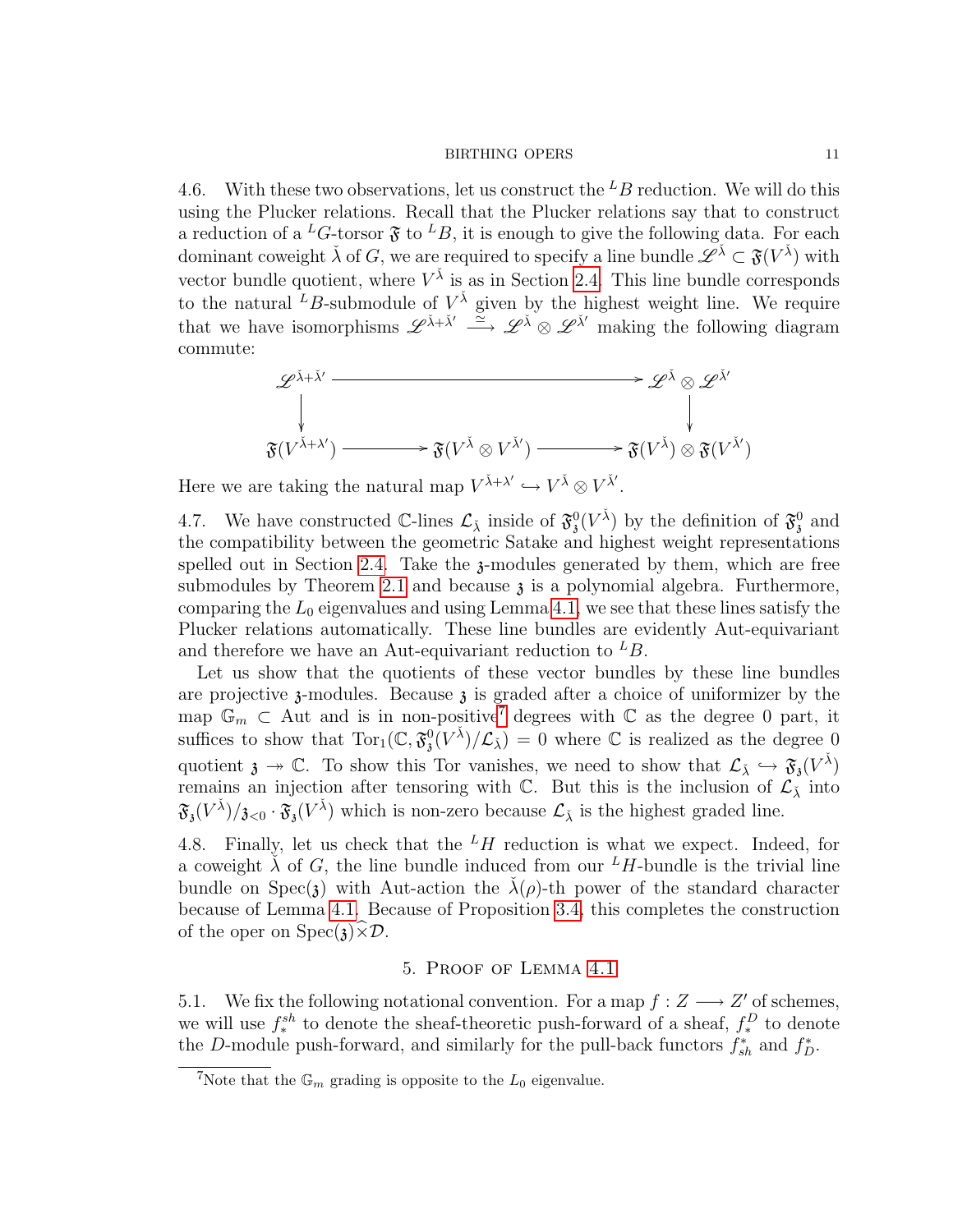4.6. With these two observations, let us construct the ${}^LB$ reduction. We will do this using the Plucker relations. Recall that the Plucker relations say that to construct a reduction of a ${}^LG$-torsor $\mathfrak{F}$ to ${}^LB$, it is enough to give the following data. For each dominant coweight $\check{\lambda}$ of $G$, we are required to specify a line bundle $\mathscr{L}^{\check{\lambda}} \subset \mathfrak{F}(V^{\check{\lambda}})$ with vector bundle quotient, where $V^{\check{\lambda}}$ is as in Section 2.4. This line bundle corresponds to the natural ${}^LB$-submodule of $V^{\check{\lambda}}$ given by the highest weight line. We require that we have isomorphisms $\mathscr{L}^{\check{\lambda}+\check{\lambda}'} \xrightarrow{\simeq} \mathscr{L}^{\check{\lambda}} \otimes \mathscr{L}^{\check{\lambda}'}$ making the following diagram commute:

$$
\begin{array}{ccccc}
\mathscr{L}^{\check{\lambda}+\check{\lambda}'} & \longrightarrow & & \longrightarrow & \mathscr{L}^{\check{\lambda}} \otimes \mathscr{L}^{\check{\lambda}'} \\
\downarrow & & & & \downarrow \\
\mathfrak{F}(V^{\check{\lambda}+\lambda'}) & \longrightarrow & \mathfrak{F}(V^{\check{\lambda}} \otimes V^{\check{\lambda}'}) & \longrightarrow & \mathfrak{F}(V^{\check{\lambda}}) \otimes \mathfrak{F}(V^{\check{\lambda}'})
\end{array}
$$

Here we are taking the natural map $V^{\check{\lambda}+\lambda'} \hookrightarrow V^{\check{\lambda}} \otimes V^{\check{\lambda}'}$.

4.7. We have constructed $\mathbb{C}$-lines $\mathcal{L}_{\check{\lambda}}$ inside of $\mathfrak{F}^0_{\mathfrak{z}}(V^{\check{\lambda}})$ by the definition of $\mathfrak{F}^0_{\mathfrak{z}}$ and the compatibility between the geometric Satake and highest weight representations spelled out in Section 2.4. Take the $\mathfrak{z}$-modules generated by them, which are free submodules by Theorem 2.1 and because $\mathfrak{z}$ is a polynomial algebra. Furthermore, comparing the $L_0$ eigenvalues and using Lemma 4.1, we see that these lines satisfy the Plucker relations automatically. These line bundles are evidently Aut-equivariant and therefore we have an Aut-equivariant reduction to ${}^LB$.

Let us show that the quotients of these vector bundles by these line bundles are projective $\mathfrak{z}$-modules. Because $\mathfrak{z}$ is graded after a choice of uniformizer by the map $\mathbb{G}_m \subset \operatorname{Aut}$ and is in non-positive[7] degrees with $\mathbb{C}$ as the degree 0 part, it suffices to show that $\operatorname{Tor}_1(\mathbb{C}, \mathfrak{F}^0_{\mathfrak{z}}(V^{\check{\lambda}})/\mathcal{L}_{\check{\lambda}}) = 0$ where $\mathbb{C}$ is realized as the degree 0 quotient $\mathfrak{z} \twoheadrightarrow \mathbb{C}$. To show this Tor vanishes, we need to show that $\mathcal{L}_{\check{\lambda}} \hookrightarrow \mathfrak{F}_{\mathfrak{z}}(V^{\check{\lambda}})$ remains an injection after tensoring with $\mathbb{C}$. But this is the inclusion of $\mathcal{L}_{\check{\lambda}}$ into $\mathfrak{F}_{\mathfrak{z}}(V^{\check{\lambda}})/\mathfrak{z}_{<0} \cdot \mathfrak{F}_{\mathfrak{z}}(V^{\check{\lambda}})$ which is non-zero because $\mathcal{L}_{\check{\lambda}}$ is the highest graded line.

4.8. Finally, let us check that the ${}^LH$ reduction is what we expect. Indeed, for a coweight $\check{\lambda}$ of $G$, the line bundle induced from our ${}^LH$-bundle is the trivial line bundle on $\operatorname{Spec}(\mathfrak{z})$ with Aut-action the $\check{\lambda}(\rho)$-th power of the standard character because of Lemma 4.1. Because of Proposition 3.4, this completes the construction of the oper on $\operatorname{Spec}(\mathfrak{z})\widehat{\times}\mathcal{D}$.

## 5. Proof of Lemma 4.1

5.1. We fix the following notational convention. For a map $f : Z \longrightarrow Z'$ of schemes, we will use $f^{sh}_*$ to denote the sheaf-theoretic push-forward of a sheaf, $f^D_*$ to denote the $D$-module push-forward, and similarly for the pull-back functors $f^*_{sh}$ and $f^*_D$.

[7] Note that the $\mathbb{G}_m$ grading is opposite to the $L_0$ eigenvalue.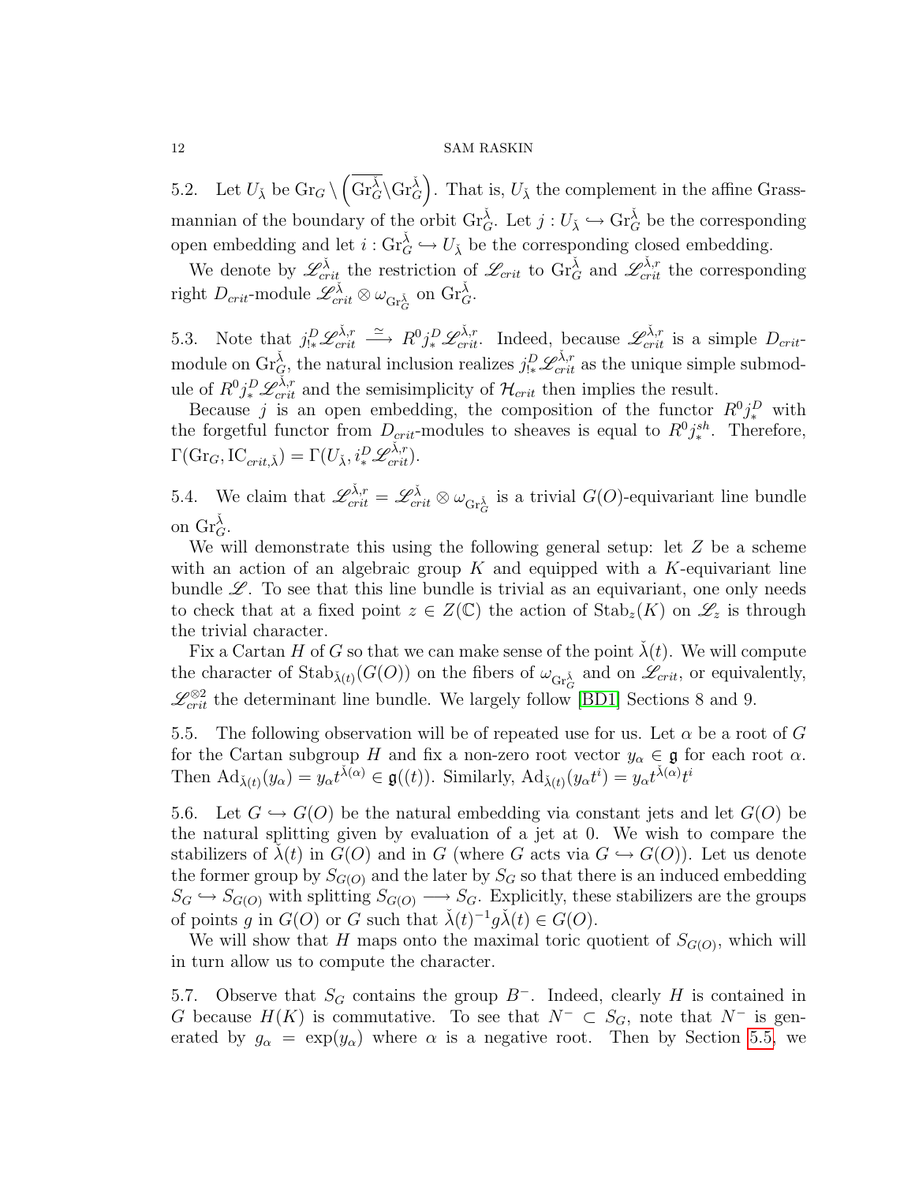5.2. Let $U_{\check{\lambda}}$ be $\mathrm{Gr}_G \setminus \left(\overline{\mathrm{Gr}_G^{\check{\lambda}}} \setminus \mathrm{Gr}_G^{\check{\lambda}}\right)$. That is, $U_{\check{\lambda}}$ the complement in the affine Grassmannian of the boundary of the orbit $\mathrm{Gr}_G^{\check{\lambda}}$. Let $j : U_{\check{\lambda}} \hookrightarrow \mathrm{Gr}_G^{\check{\lambda}}$ be the corresponding open embedding and let $i : \mathrm{Gr}_G^{\check{\lambda}} \hookrightarrow U_{\check{\lambda}}$ be the corresponding closed embedding.

We denote by $\mathscr{L}_{crit}^{\check{\lambda}}$ the restriction of $\mathscr{L}_{crit}$ to $\mathrm{Gr}_G^{\check{\lambda}}$ and $\mathscr{L}_{crit}^{\check{\lambda},r}$ the corresponding right $D_{crit}$-module $\mathscr{L}_{crit}^{\check{\lambda}} \otimes \omega_{\mathrm{Gr}_G^{\check{\lambda}}}$ on $\mathrm{Gr}_G^{\check{\lambda}}$.

5.3. Note that $j_{!*}^D \mathscr{L}_{crit}^{\check{\lambda},r} \xrightarrow{\simeq} R^0 j_*^D \mathscr{L}_{crit}^{\check{\lambda},r}$. Indeed, because $\mathscr{L}_{crit}^{\check{\lambda},r}$ is a simple $D_{crit}$-module on $\mathrm{Gr}_G^{\check{\lambda}}$, the natural inclusion realizes $j_{!*}^D \mathscr{L}_{crit}^{\check{\lambda},r}$ as the unique simple submodule of $R^0 j_*^D \mathscr{L}_{crit}^{\check{\lambda},r}$ and the semisimplicity of $\mathcal{H}_{crit}$ then implies the result.

Because $j$ is an open embedding, the composition of the functor $R^0 j_*^D$ with the forgetful functor from $D_{crit}$-modules to sheaves is equal to $R^0 j_*^{sh}$. Therefore, $\Gamma(\mathrm{Gr}_G, \mathrm{IC}_{crit,\check{\lambda}}) = \Gamma(U_{\check{\lambda}}, i_*^D \mathscr{L}_{crit}^{\check{\lambda},r})$.

5.4. We claim that $\mathscr{L}_{crit}^{\check{\lambda},r} = \mathscr{L}_{crit}^{\check{\lambda}} \otimes \omega_{\mathrm{Gr}_G^{\check{\lambda}}}$ is a trivial $G(O)$-equivariant line bundle on $\mathrm{Gr}_G^{\check{\lambda}}$.

We will demonstrate this using the following general setup: let $Z$ be a scheme with an action of an algebraic group $K$ and equipped with a $K$-equivariant line bundle $\mathscr{L}$. To see that this line bundle is trivial as an equivariant, one only needs to check that at a fixed point $z \in Z(\mathbb{C})$ the action of $\mathrm{Stab}_z(K)$ on $\mathscr{L}_z$ is through the trivial character.

Fix a Cartan $H$ of $G$ so that we can make sense of the point $\check{\lambda}(t)$. We will compute the character of $\mathrm{Stab}_{\check{\lambda}(t)}(G(O))$ on the fibers of $\omega_{\mathrm{Gr}_G^{\check{\lambda}}}$ and on $\mathscr{L}_{crit}$, or equivalently, $\mathscr{L}_{crit}^{\otimes 2}$ the determinant line bundle. We largely follow [BD1] Sections 8 and 9.

5.5. The following observation will be of repeated use for us. Let $\alpha$ be a root of $G$ for the Cartan subgroup $H$ and fix a non-zero root vector $y_\alpha \in \mathfrak{g}$ for each root $\alpha$. Then $\mathrm{Ad}_{\check{\lambda}(t)}(y_\alpha) = y_\alpha t^{\check{\lambda}(\alpha)} \in \mathfrak{g}((t))$. Similarly, $\mathrm{Ad}_{\check{\lambda}(t)}(y_\alpha t^i) = y_\alpha t^{\check{\lambda}(\alpha)} t^i$

5.6. Let $G \hookrightarrow G(O)$ be the natural embedding via constant jets and let $G(O)$ be the natural splitting given by evaluation of a jet at 0. We wish to compare the stabilizers of $\check{\lambda}(t)$ in $G(O)$ and in $G$ (where $G$ acts via $G \hookrightarrow G(O)$). Let us denote the former group by $S_{G(O)}$ and the later by $S_G$ so that there is an induced embedding $S_G \hookrightarrow S_{G(O)}$ with splitting $S_{G(O)} \longrightarrow S_G$. Explicitly, these stabilizers are the groups of points $g$ in $G(O)$ or $G$ such that $\check{\lambda}(t)^{-1} g \check{\lambda}(t) \in G(O)$.

We will show that $H$ maps onto the maximal toric quotient of $S_{G(O)}$, which will in turn allow us to compute the character.

5.7. Observe that $S_G$ contains the group $B^-$. Indeed, clearly $H$ is contained in $G$ because $H(K)$ is commutative. To see that $N^- \subset S_G$, note that $N^-$ is generated by $g_\alpha = \exp(y_\alpha)$ where $\alpha$ is a negative root. Then by Section 5.5, we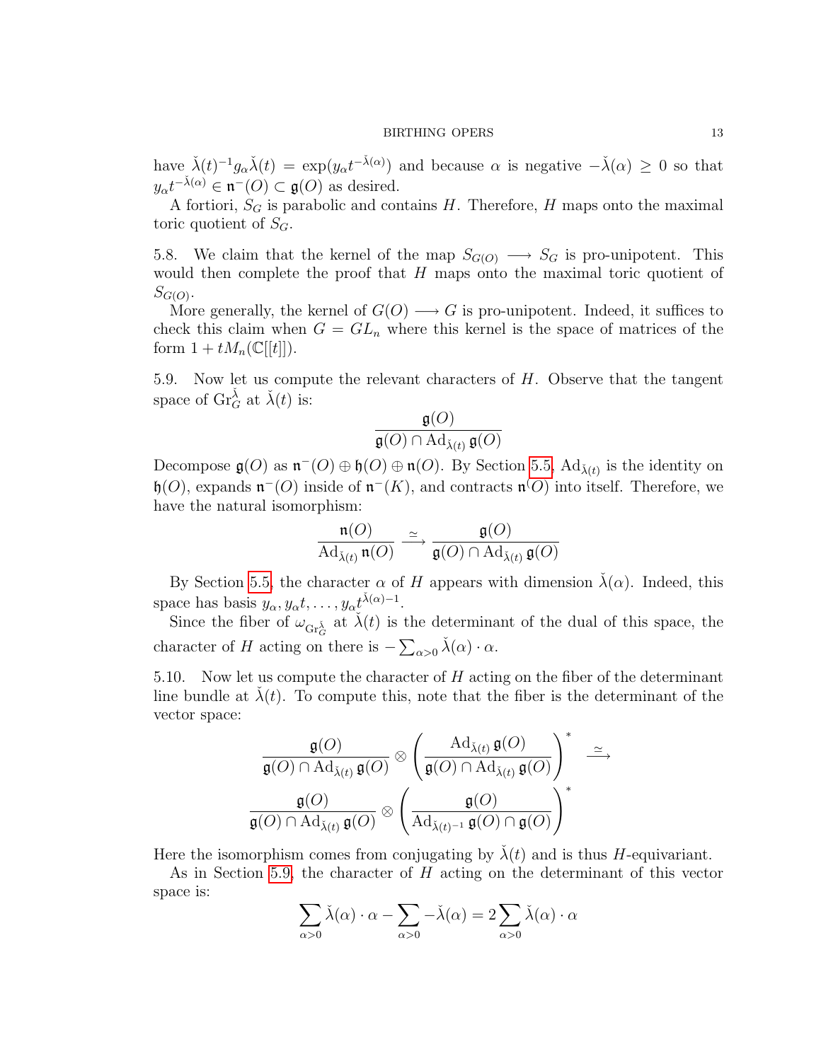have $\check\lambda(t)^{-1} g_\alpha \check\lambda(t) = \exp(y_\alpha t^{-\check\lambda(\alpha)})$ and because $\alpha$ is negative $-\check\lambda(\alpha) \geq 0$ so that $y_\alpha t^{-\check\lambda(\alpha)} \in \mathfrak{n}^-(O) \subset \mathfrak{g}(O)$ as desired.

A fortiori, $S_G$ is parabolic and contains $H$. Therefore, $H$ maps onto the maximal toric quotient of $S_G$.

5.8. We claim that the kernel of the map $S_{G(O)} \longrightarrow S_G$ is pro-unipotent. This would then complete the proof that $H$ maps onto the maximal toric quotient of $S_{G(O)}$.

More generally, the kernel of $G(O) \longrightarrow G$ is pro-unipotent. Indeed, it suffices to check this claim when $G = GL_n$ where this kernel is the space of matrices of the form $1 + tM_n(\mathbb{C}[[t]])$.

5.9. Now let us compute the relevant characters of $H$. Observe that the tangent space of $\mathrm{Gr}_G^{\check\lambda}$ at $\check\lambda(t)$ is:

$$\frac{\mathfrak{g}(O)}{\mathfrak{g}(O) \cap \mathrm{Ad}_{\check\lambda(t)} \mathfrak{g}(O)}$$

Decompose $\mathfrak{g}(O)$ as $\mathfrak{n}^-(O) \oplus \mathfrak{h}(O) \oplus \mathfrak{n}(O)$. By Section 5.5, $\mathrm{Ad}_{\check\lambda(t)}$ is the identity on $\mathfrak{h}(O)$, expands $\mathfrak{n}^-(O)$ inside of $\mathfrak{n}^-(K)$, and contracts $\mathfrak{n}(O)$ into itself. Therefore, we have the natural isomorphism:

$$\frac{\mathfrak{n}(O)}{\mathrm{Ad}_{\check\lambda(t)} \mathfrak{n}(O)} \xrightarrow{\simeq} \frac{\mathfrak{g}(O)}{\mathfrak{g}(O) \cap \mathrm{Ad}_{\check\lambda(t)} \mathfrak{g}(O)}$$

By Section 5.5, the character $\alpha$ of $H$ appears with dimension $\check\lambda(\alpha)$. Indeed, this space has basis $y_\alpha, y_\alpha t, \ldots, y_\alpha t^{\check\lambda(\alpha)-1}$.

Since the fiber of $\omega_{\mathrm{Gr}_G^{\check\lambda}}$ at $\check\lambda(t)$ is the determinant of the dual of this space, the character of $H$ acting on there is $-\sum_{\alpha>0} \check\lambda(\alpha) \cdot \alpha$.

5.10. Now let us compute the character of $H$ acting on the fiber of the determinant line bundle at $\check\lambda(t)$. To compute this, note that the fiber is the determinant of the vector space:

$$\frac{\mathfrak{g}(O)}{\mathfrak{g}(O) \cap \mathrm{Ad}_{\check\lambda(t)} \mathfrak{g}(O)} \otimes \left( \frac{\mathrm{Ad}_{\check\lambda(t)} \mathfrak{g}(O)}{\mathfrak{g}(O) \cap \mathrm{Ad}_{\check\lambda(t)} \mathfrak{g}(O)} \right)^* \xrightarrow{\simeq}$$
$$\frac{\mathfrak{g}(O)}{\mathfrak{g}(O) \cap \mathrm{Ad}_{\check\lambda(t)} \mathfrak{g}(O)} \otimes \left( \frac{\mathfrak{g}(O)}{\mathrm{Ad}_{\check\lambda(t)^{-1}} \mathfrak{g}(O) \cap \mathfrak{g}(O)} \right)^*$$

Here the isomorphism comes from conjugating by $\check\lambda(t)$ and is thus $H$-equivariant.

As in Section 5.9, the character of $H$ acting on the determinant of this vector space is:

$$\sum_{\alpha>0} \check\lambda(\alpha) \cdot \alpha - \sum_{\alpha>0} -\check\lambda(\alpha) = 2 \sum_{\alpha>0} \check\lambda(\alpha) \cdot \alpha$$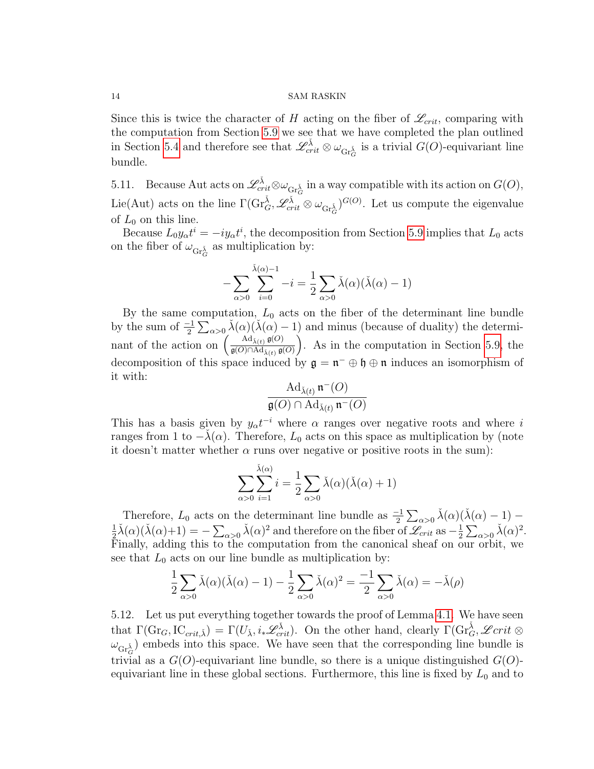Since this is twice the character of $H$ acting on the fiber of $\mathscr{L}_{crit}$, comparing with the computation from Section 5.9 we see that we have completed the plan outlined in Section 5.4 and therefore see that $\mathscr{L}_{crit}^{\check{\lambda}} \otimes \omega_{\mathrm{Gr}_G^{\check{\lambda}}}$ is a trivial $G(O)$-equivariant line bundle.

5.11. Because Aut acts on $\mathscr{L}_{crit}^{\check{\lambda}} \otimes \omega_{\mathrm{Gr}_G^{\check{\lambda}}}$ in a way compatible with its action on $G(O)$, Lie(Aut) acts on the line $\Gamma(\mathrm{Gr}_G^{\check{\lambda}}, \mathscr{L}_{crit}^{\check{\lambda}} \otimes \omega_{\mathrm{Gr}_G^{\check{\lambda}}})^{G(O)}$. Let us compute the eigenvalue of $L_0$ on this line.

Because $L_0 y_\alpha t^i = -i y_\alpha t^i$, the decomposition from Section 5.9 implies that $L_0$ acts on the fiber of $\omega_{\mathrm{Gr}_G^{\check{\lambda}}}$ as multiplication by:

$$-\sum_{\alpha>0} \sum_{i=0}^{\check{\lambda}(\alpha)-1} -i = \frac{1}{2} \sum_{\alpha>0} \check{\lambda}(\alpha)(\check{\lambda}(\alpha)-1)$$

By the same computation, $L_0$ acts on the fiber of the determinant line bundle by the sum of $\frac{-1}{2}\sum_{\alpha>0} \check{\lambda}(\alpha)(\check{\lambda}(\alpha)-1)$ and minus (because of duality) the determinant of the action on $\left(\frac{\mathrm{Ad}_{\check{\lambda}(t)}\,\mathfrak{g}(O)}{\mathfrak{g}(O)\cap \mathrm{Ad}_{\check{\lambda}(t)}\,\mathfrak{g}(O)}\right)$. As in the computation in Section 5.9, the decomposition of this space induced by $\mathfrak{g} = \mathfrak{n}^- \oplus \mathfrak{h} \oplus \mathfrak{n}$ induces an isomorphism of it with:

$$\frac{\mathrm{Ad}_{\check{\lambda}(t)}\,\mathfrak{n}^-(O)}{\mathfrak{g}(O)\cap \mathrm{Ad}_{\check{\lambda}(t)}\,\mathfrak{n}^-(O)}$$

This has a basis given by $y_\alpha t^{-i}$ where $\alpha$ ranges over negative roots and where $i$ ranges from 1 to $-\check{\lambda}(\alpha)$. Therefore, $L_0$ acts on this space as multiplication by (note it doesn't matter whether $\alpha$ runs over negative or positive roots in the sum):

$$\sum_{\alpha>0} \sum_{i=1}^{\check{\lambda}(\alpha)} i = \frac{1}{2} \sum_{\alpha>0} \check{\lambda}(\alpha)(\check{\lambda}(\alpha)+1)$$

Therefore, $L_0$ acts on the determinant line bundle as $\frac{-1}{2}\sum_{\alpha>0} \check{\lambda}(\alpha)(\check{\lambda}(\alpha)-1) - \frac{1}{2}\check{\lambda}(\alpha)(\check{\lambda}(\alpha)+1) = -\sum_{\alpha>0} \check{\lambda}(\alpha)^2$ and therefore on the fiber of $\mathscr{L}_{crit}$ as $-\frac{1}{2}\sum_{\alpha>0}\check{\lambda}(\alpha)^2$. Finally, adding this to the computation from the canonical sheaf on our orbit, we see that $L_0$ acts on our line bundle as multiplication by:

$$\frac{1}{2}\sum_{\alpha>0} \check{\lambda}(\alpha)(\check{\lambda}(\alpha)-1) - \frac{1}{2}\sum_{\alpha>0}\check{\lambda}(\alpha)^2 = \frac{-1}{2}\sum_{\alpha>0}\check{\lambda}(\alpha) = -\check{\lambda}(\rho)$$

5.12. Let us put everything together towards the proof of Lemma 4.1. We have seen that $\Gamma(\mathrm{Gr}_G, \mathrm{IC}_{crit,\check{\lambda}}) = \Gamma(U_{\check{\lambda}}, i_* \mathscr{L}_{crit}^{\check{\lambda}})$. On the other hand, clearly $\Gamma(\mathrm{Gr}_G^{\check{\lambda}}, \mathscr{L}crit \otimes \omega_{\mathrm{Gr}_G^{\check{\lambda}}})$ embeds into this space. We have seen that the corresponding line bundle is trivial as a $G(O)$-equivariant line bundle, so there is a unique distinguished $G(O)$-equivariant line in these global sections. Furthermore, this line is fixed by $L_0$ and to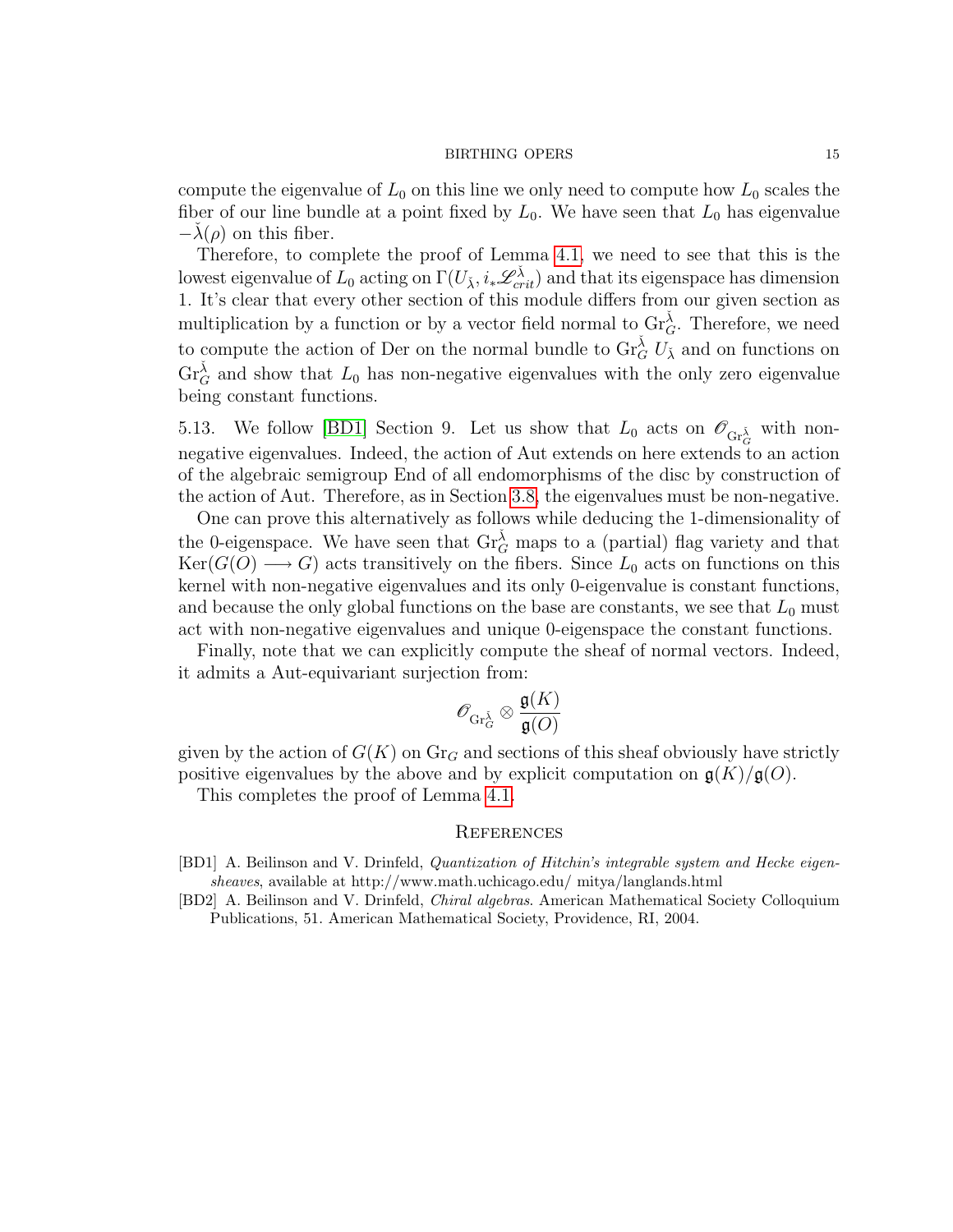compute the eigenvalue of $L_0$ on this line we only need to compute how $L_0$ scales the fiber of our line bundle at a point fixed by $L_0$. We have seen that $L_0$ has eigenvalue $-\check{\lambda}(\rho)$ on this fiber.

Therefore, to complete the proof of Lemma 4.1, we need to see that this is the lowest eigenvalue of $L_0$ acting on $\Gamma(U_{\check{\lambda}}, i_* \mathscr{L}^{\check{\lambda}}_{crit})$ and that its eigenspace has dimension 1. It's clear that every other section of this module differs from our given section as multiplication by a function or by a vector field normal to $\mathrm{Gr}^{\check{\lambda}}_G$. Therefore, we need to compute the action of Der on the normal bundle to $\mathrm{Gr}^{\check{\lambda}}_G$ $U_{\check{\lambda}}$ and on functions on $\mathrm{Gr}^{\check{\lambda}}_G$ and show that $L_0$ has non-negative eigenvalues with the only zero eigenvalue being constant functions.

5.13. We follow [BD1] Section 9. Let us show that $L_0$ acts on $\mathscr{O}_{\mathrm{Gr}^{\check{\lambda}}_G}$ with non-negative eigenvalues. Indeed, the action of Aut extends on here extends to an action of the algebraic semigroup End of all endomorphisms of the disc by construction of the action of Aut. Therefore, as in Section 3.8, the eigenvalues must be non-negative.

One can prove this alternatively as follows while deducing the 1-dimensionality of the 0-eigenspace. We have seen that $\mathrm{Gr}^{\check{\lambda}}_G$ maps to a (partial) flag variety and that $\mathrm{Ker}(G(O) \longrightarrow G)$ acts transitively on the fibers. Since $L_0$ acts on functions on this kernel with non-negative eigenvalues and its only 0-eigenvalue is constant functions, and because the only global functions on the base are constants, we see that $L_0$ must act with non-negative eigenvalues and unique 0-eigenspace the constant functions.

Finally, note that we can explicitly compute the sheaf of normal vectors. Indeed, it admits a Aut-equivariant surjection from:

$$\mathscr{O}_{\mathrm{Gr}^{\check{\lambda}}_G} \otimes \frac{\mathfrak{g}(K)}{\mathfrak{g}(O)}$$

given by the action of $G(K)$ on $\mathrm{Gr}_G$ and sections of this sheaf obviously have strictly positive eigenvalues by the above and by explicit computation on $\mathfrak{g}(K)/\mathfrak{g}(O)$.

This completes the proof of Lemma 4.1.

## References

[BD1] A. Beilinson and V. Drinfeld, *Quantization of Hitchin's integrable system and Hecke eigensheaves*, available at http://www.math.uchicago.edu/ mitya/langlands.html

[BD2] A. Beilinson and V. Drinfeld, *Chiral algebras*. American Mathematical Society Colloquium Publications, 51. American Mathematical Society, Providence, RI, 2004.